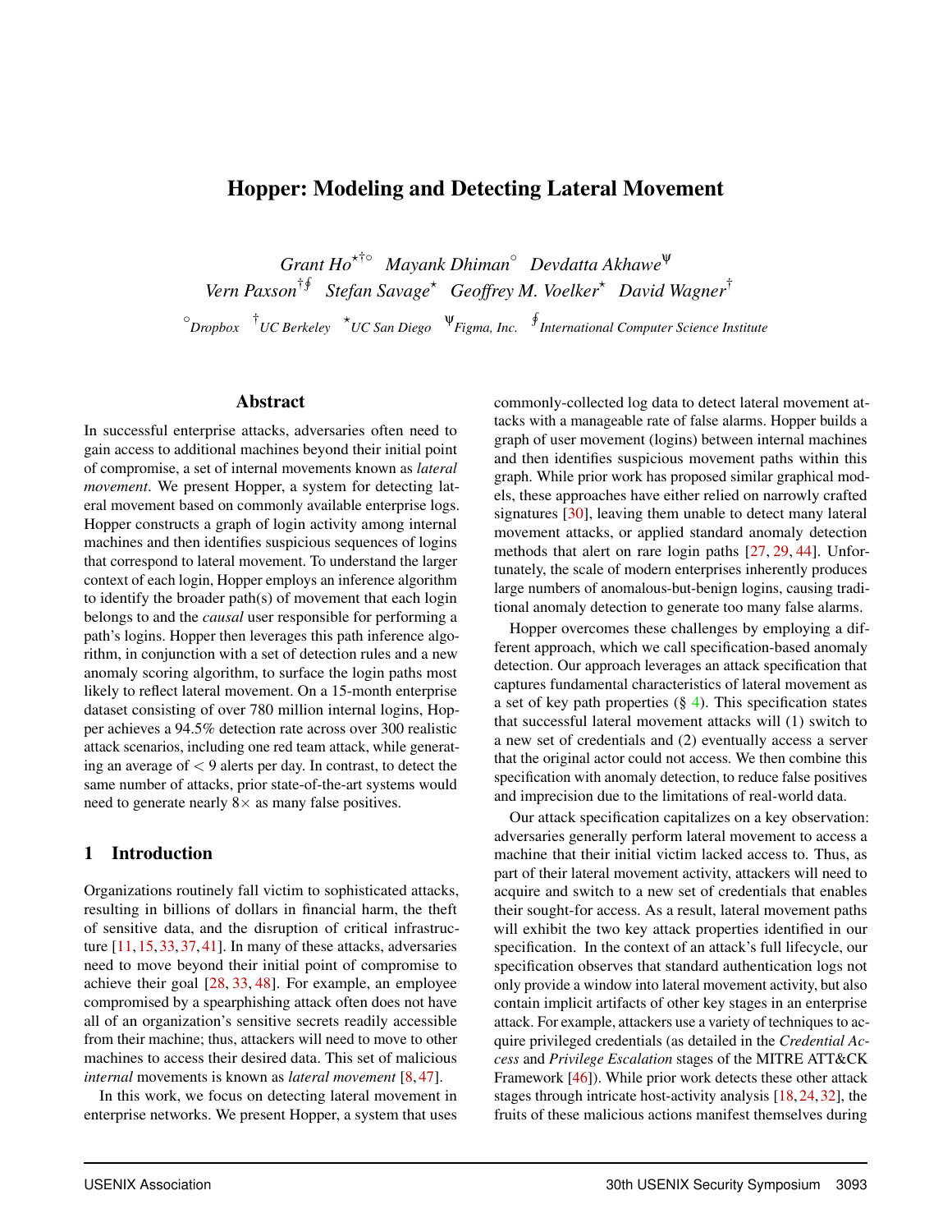# Hopper: Modeling and Detecting Lateral Movement

*Grant Ho*[⋆†○] *Mayank Dhiman*[○] *Devdatta Akhawe*[Ψ]
*Vern Paxson*[†∮] *Stefan Savage*[⋆] *Geoffrey M. Voelker*[⋆] *David Wagner*[†]

[○]*Dropbox* [†]*UC Berkeley* [⋆]*UC San Diego* [Ψ]*Figma, Inc.* [∮]*International Computer Science Institute*

## Abstract

In successful enterprise attacks, adversaries often need to gain access to additional machines beyond their initial point of compromise, a set of internal movements known as *lateral movement*. We present Hopper, a system for detecting lateral movement based on commonly available enterprise logs. Hopper constructs a graph of login activity among internal machines and then identifies suspicious sequences of logins that correspond to lateral movement. To understand the larger context of each login, Hopper employs an inference algorithm to identify the broader path(s) of movement that each login belongs to and the *causal* user responsible for performing a path's logins. Hopper then leverages this path inference algorithm, in conjunction with a set of detection rules and a new anomaly scoring algorithm, to surface the login paths most likely to reflect lateral movement. On a 15-month enterprise dataset consisting of over 780 million internal logins, Hopper achieves a 94.5% detection rate across over 300 realistic attack scenarios, including one red team attack, while generating an average of $< 9$ alerts per day. In contrast, to detect the same number of attacks, prior state-of-the-art systems would need to generate nearly $8\times$ as many false positives.

## 1 Introduction

Organizations routinely fall victim to sophisticated attacks, resulting in billions of dollars in financial harm, the theft of sensitive data, and the disruption of critical infrastructure [11, 15, 33, 37, 41]. In many of these attacks, adversaries need to move beyond their initial point of compromise to achieve their goal [28, 33, 48]. For example, an employee compromised by a spearphishing attack often does not have all of an organization's sensitive secrets readily accessible from their machine; thus, attackers will need to move to other machines to access their desired data. This set of malicious *internal* movements is known as *lateral movement* [8, 47].

In this work, we focus on detecting lateral movement in enterprise networks. We present Hopper, a system that uses commonly-collected log data to detect lateral movement attacks with a manageable rate of false alarms. Hopper builds a graph of user movement (logins) between internal machines and then identifies suspicious movement paths within this graph. While prior work has proposed similar graphical models, these approaches have either relied on narrowly crafted signatures [30], leaving them unable to detect many lateral movement attacks, or applied standard anomaly detection methods that alert on rare login paths [27, 29, 44]. Unfortunately, the scale of modern enterprises inherently produces large numbers of anomalous-but-benign logins, causing traditional anomaly detection to generate too many false alarms.

Hopper overcomes these challenges by employing a different approach, which we call specification-based anomaly detection. Our approach leverages an attack specification that captures fundamental characteristics of lateral movement as a set of key path properties (§ 4). This specification states that successful lateral movement attacks will (1) switch to a new set of credentials and (2) eventually access a server that the original actor could not access. We then combine this specification with anomaly detection, to reduce false positives and imprecision due to the limitations of real-world data.

Our attack specification capitalizes on a key observation: adversaries generally perform lateral movement to access a machine that their initial victim lacked access to. Thus, as part of their lateral movement activity, attackers will need to acquire and switch to a new set of credentials that enables their sought-for access. As a result, lateral movement paths will exhibit the two key attack properties identified in our specification. In the context of an attack's full lifecycle, our specification observes that standard authentication logs not only provide a window into lateral movement activity, but also contain implicit artifacts of other key stages in an enterprise attack. For example, attackers use a variety of techniques to acquire privileged credentials (as detailed in the *Credential Access* and *Privilege Escalation* stages of the MITRE ATT&CK Framework [46]). While prior work detects these other attack stages through intricate host-activity analysis [18, 24, 32], the fruits of these malicious actions manifest themselves during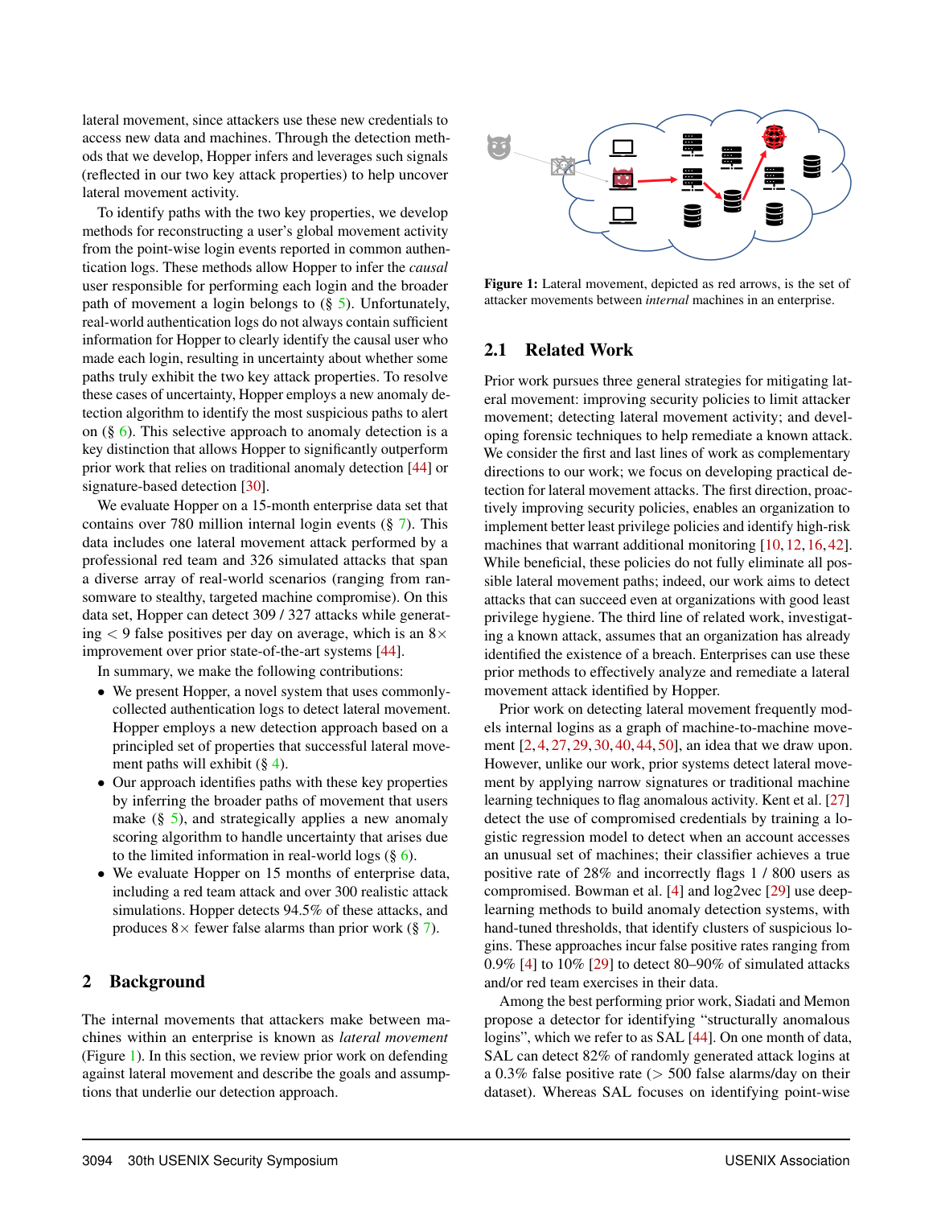lateral movement, since attackers use these new credentials to access new data and machines. Through the detection methods that we develop, Hopper infers and leverages such signals (reflected in our two key attack properties) to help uncover lateral movement activity.

To identify paths with the two key properties, we develop methods for reconstructing a user's global movement activity from the point-wise login events reported in common authentication logs. These methods allow Hopper to infer the *causal* user responsible for performing each login and the broader path of movement a login belongs to (§ 5). Unfortunately, real-world authentication logs do not always contain sufficient information for Hopper to clearly identify the causal user who made each login, resulting in uncertainty about whether some paths truly exhibit the two key attack properties. To resolve these cases of uncertainty, Hopper employs a new anomaly detection algorithm to identify the most suspicious paths to alert on (§ 6). This selective approach to anomaly detection is a key distinction that allows Hopper to significantly outperform prior work that relies on traditional anomaly detection [44] or signature-based detection [30].

We evaluate Hopper on a 15-month enterprise data set that contains over 780 million internal login events (§ 7). This data includes one lateral movement attack performed by a professional red team and 326 simulated attacks that span a diverse array of real-world scenarios (ranging from ransomware to stealthy, targeted machine compromise). On this data set, Hopper can detect 309 / 327 attacks while generating $< 9$ false positives per day on average, which is an $8\times$ improvement over prior state-of-the-art systems [44].

In summary, we make the following contributions:

- We present Hopper, a novel system that uses commonly-collected authentication logs to detect lateral movement. Hopper employs a new detection approach based on a principled set of properties that successful lateral movement paths will exhibit (§ 4).
- Our approach identifies paths with these key properties by inferring the broader paths of movement that users make (§ 5), and strategically applies a new anomaly scoring algorithm to handle uncertainty that arises due to the limited information in real-world logs (§ 6).
- We evaluate Hopper on 15 months of enterprise data, including a red team attack and over 300 realistic attack simulations. Hopper detects 94.5% of these attacks, and produces $8\times$ fewer false alarms than prior work (§ 7).

## 2 Background

The internal movements that attackers make between machines within an enterprise is known as *lateral movement* (Figure 1). In this section, we review prior work on defending against lateral movement and describe the goals and assumptions that underlie our detection approach.

**Figure 1:** Lateral movement, depicted as red arrows, is the set of attacker movements between *internal* machines in an enterprise.

### 2.1 Related Work

Prior work pursues three general strategies for mitigating lateral movement: improving security policies to limit attacker movement; detecting lateral movement activity; and developing forensic techniques to help remediate a known attack. We consider the first and last lines of work as complementary directions to our work; we focus on developing practical detection for lateral movement attacks. The first direction, proactively improving security policies, enables an organization to implement better least privilege policies and identify high-risk machines that warrant additional monitoring [10, 12, 16, 42]. While beneficial, these policies do not fully eliminate all possible lateral movement paths; indeed, our work aims to detect attacks that can succeed even at organizations with good least privilege hygiene. The third line of related work, investigating a known attack, assumes that an organization has already identified the existence of a breach. Enterprises can use these prior methods to effectively analyze and remediate a lateral movement attack identified by Hopper.

Prior work on detecting lateral movement frequently models internal logins as a graph of machine-to-machine movement [2, 4, 27, 29, 30, 40, 44, 50], an idea that we draw upon. However, unlike our work, prior systems detect lateral movement by applying narrow signatures or traditional machine learning techniques to flag anomalous activity. Kent et al. [27] detect the use of compromised credentials by training a logistic regression model to detect when an account accesses an unusual set of machines; their classifier achieves a true positive rate of 28% and incorrectly flags 1 / 800 users as compromised. Bowman et al. [4] and log2vec [29] use deep-learning methods to build anomaly detection systems, with hand-tuned thresholds, that identify clusters of suspicious logins. These approaches incur false positive rates ranging from 0.9% [4] to 10% [29] to detect 80–90% of simulated attacks and/or red team exercises in their data.

Among the best performing prior work, Siadati and Memon propose a detector for identifying "structurally anomalous logins", which we refer to as SAL [44]. On one month of data, SAL can detect 82% of randomly generated attack logins at a 0.3% false positive rate ($> 500$ false alarms/day on their dataset). Whereas SAL focuses on identifying point-wise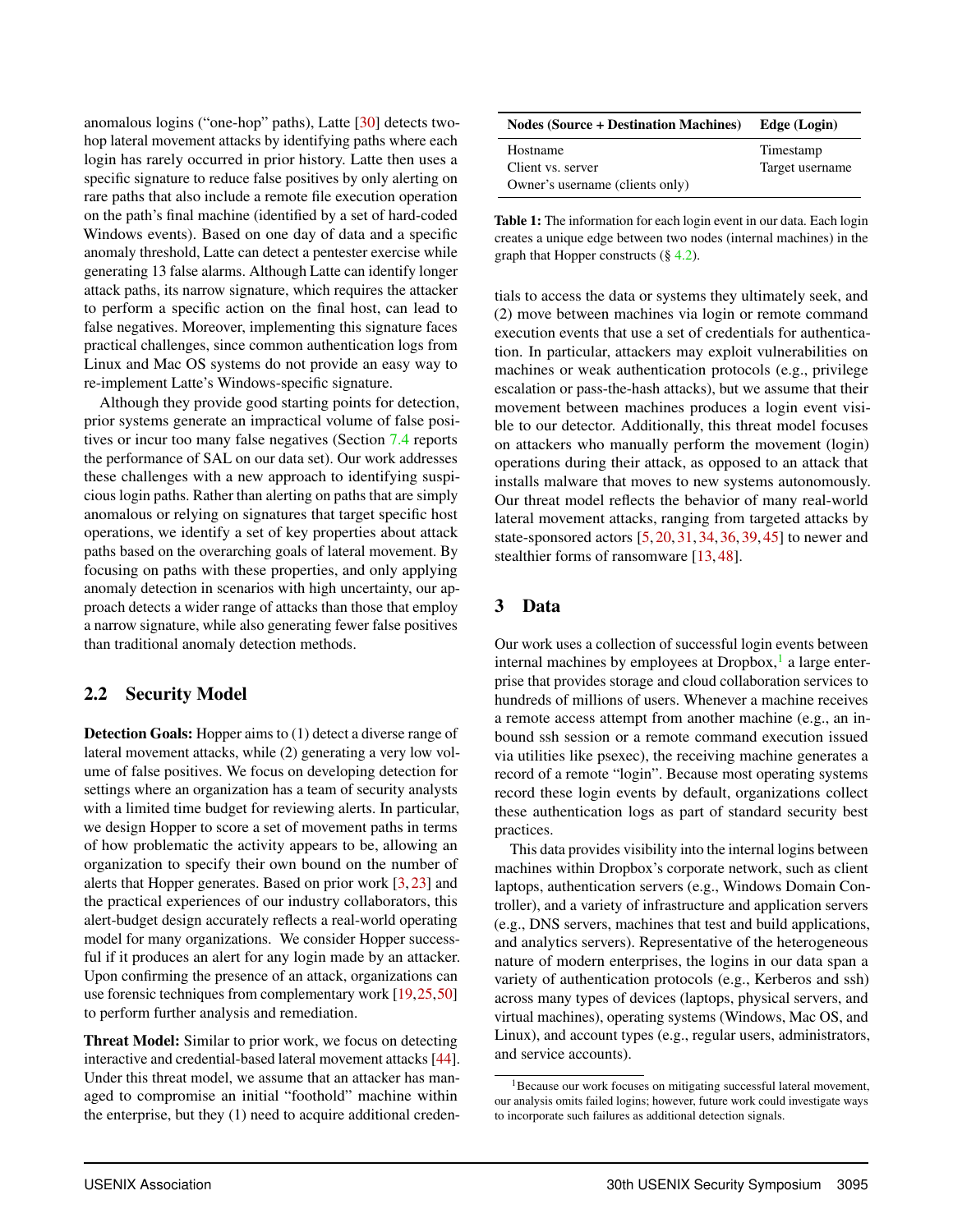anomalous logins ("one-hop" paths), Latte [30] detects two-hop lateral movement attacks by identifying paths where each login has rarely occurred in prior history. Latte then uses a specific signature to reduce false positives by only alerting on rare paths that also include a remote file execution operation on the path's final machine (identified by a set of hard-coded Windows events). Based on one day of data and a specific anomaly threshold, Latte can detect a pentester exercise while generating 13 false alarms. Although Latte can identify longer attack paths, its narrow signature, which requires the attacker to perform a specific action on the final host, can lead to false negatives. Moreover, implementing this signature faces practical challenges, since common authentication logs from Linux and Mac OS systems do not provide an easy way to re-implement Latte's Windows-specific signature.

Although they provide good starting points for detection, prior systems generate an impractical volume of false positives or incur too many false negatives (Section 7.4 reports the performance of SAL on our data set). Our work addresses these challenges with a new approach to identifying suspicious login paths. Rather than alerting on paths that are simply anomalous or relying on signatures that target specific host operations, we identify a set of key properties about attack paths based on the overarching goals of lateral movement. By focusing on paths with these properties, and only applying anomaly detection in scenarios with high uncertainty, our approach detects a wider range of attacks than those that employ a narrow signature, while also generating fewer false positives than traditional anomaly detection methods.

## 2.2 Security Model

**Detection Goals:** Hopper aims to (1) detect a diverse range of lateral movement attacks, while (2) generating a very low volume of false positives. We focus on developing detection for settings where an organization has a team of security analysts with a limited time budget for reviewing alerts. In particular, we design Hopper to score a set of movement paths in terms of how problematic the activity appears to be, allowing an organization to specify their own bound on the number of alerts that Hopper generates. Based on prior work [3, 23] and the practical experiences of our industry collaborators, this alert-budget design accurately reflects a real-world operating model for many organizations. We consider Hopper successful if it produces an alert for any login made by an attacker. Upon confirming the presence of an attack, organizations can use forensic techniques from complementary work [19, 25, 50] to perform further analysis and remediation.

**Threat Model:** Similar to prior work, we focus on detecting interactive and credential-based lateral movement attacks [44]. Under this threat model, we assume that an attacker has managed to compromise an initial "foothold" machine within the enterprise, but they (1) need to acquire additional credentials to access the data or systems they ultimately seek, and (2) move between machines via login or remote command execution events that use a set of credentials for authentication. In particular, attackers may exploit vulnerabilities on machines or weak authentication protocols (e.g., privilege escalation or pass-the-hash attacks), but we assume that their movement between machines produces a login event visible to our detector. Additionally, this threat model focuses on attackers who manually perform the movement (login) operations during their attack, as opposed to an attack that installs malware that moves to new systems autonomously. Our threat model reflects the behavior of many real-world lateral movement attacks, ranging from targeted attacks by state-sponsored actors [5, 20, 31, 34, 36, 39, 45] to newer and stealthier forms of ransomware [13, 48].

| Nodes (Source + Destination Machines) | Edge (Login) |
|---|---|
| Hostname | Timestamp |
| Client vs. server | Target username |
| Owner's username (clients only) | |

**Table 1:** The information for each login event in our data. Each login creates a unique edge between two nodes (internal machines) in the graph that Hopper constructs (§ 4.2).

# 3 Data

Our work uses a collection of successful login events between internal machines by employees at Dropbox,[1] a large enterprise that provides storage and cloud collaboration services to hundreds of millions of users. Whenever a machine receives a remote access attempt from another machine (e.g., an inbound ssh session or a remote command execution issued via utilities like psexec), the receiving machine generates a record of a remote "login". Because most operating systems record these login events by default, organizations collect these authentication logs as part of standard security best practices.

This data provides visibility into the internal logins between machines within Dropbox's corporate network, such as client laptops, authentication servers (e.g., Windows Domain Controller), and a variety of infrastructure and application servers (e.g., DNS servers, machines that test and build applications, and analytics servers). Representative of the heterogeneous nature of modern enterprises, the logins in our data span a variety of authentication protocols (e.g., Kerberos and ssh) across many types of devices (laptops, physical servers, and virtual machines), operating systems (Windows, Mac OS, and Linux), and account types (e.g., regular users, administrators, and service accounts).

[1] Because our work focuses on mitigating successful lateral movement, our analysis omits failed logins; however, future work could investigate ways to incorporate such failures as additional detection signals.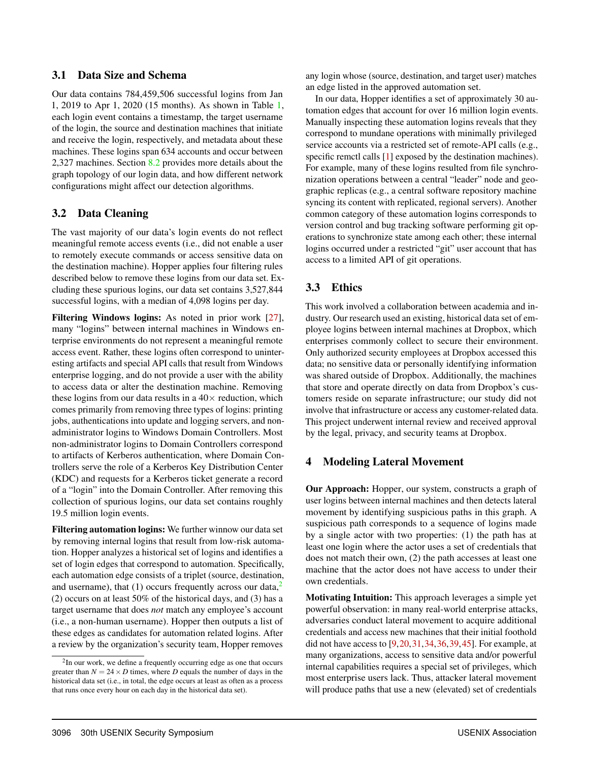### 3.1 Data Size and Schema

Our data contains 784,459,506 successful logins from Jan 1, 2019 to Apr 1, 2020 (15 months). As shown in Table 1, each login event contains a timestamp, the target username of the login, the source and destination machines that initiate and receive the login, respectively, and metadata about these machines. These logins span 634 accounts and occur between 2,327 machines. Section 8.2 provides more details about the graph topology of our login data, and how different network configurations might affect our detection algorithms.

### 3.2 Data Cleaning

The vast majority of our data's login events do not reflect meaningful remote access events (i.e., did not enable a user to remotely execute commands or access sensitive data on the destination machine). Hopper applies four filtering rules described below to remove these logins from our data set. Excluding these spurious logins, our data set contains 3,527,844 successful logins, with a median of 4,098 logins per day.

**Filtering Windows logins:** As noted in prior work [27], many "logins" between internal machines in Windows enterprise environments do not represent a meaningful remote access event. Rather, these logins often correspond to uninteresting artifacts and special API calls that result from Windows enterprise logging, and do not provide a user with the ability to access data or alter the destination machine. Removing these logins from our data results in a $40\times$ reduction, which comes primarily from removing three types of logins: printing jobs, authentications into update and logging servers, and non-administrator logins to Windows Domain Controllers. Most non-administrator logins to Domain Controllers correspond to artifacts of Kerberos authentication, where Domain Controllers serve the role of a Kerberos Key Distribution Center (KDC) and requests for a Kerberos ticket generate a record of a "login" into the Domain Controller. After removing this collection of spurious logins, our data set contains roughly 19.5 million login events.

**Filtering automation logins:** We further winnow our data set by removing internal logins that result from low-risk automation. Hopper analyzes a historical set of logins and identifies a set of login edges that correspond to automation. Specifically, each automation edge consists of a triplet (source, destination, and username), that (1) occurs frequently across our data,[2] (2) occurs on at least 50% of the historical days, and (3) has a target username that does *not* match any employee's account (i.e., a non-human username). Hopper then outputs a list of these edges as candidates for automation related logins. After a review by the organization's security team, Hopper removes any login whose (source, destination, and target user) matches an edge listed in the approved automation set.

In our data, Hopper identifies a set of approximately 30 automation edges that account for over 16 million login events. Manually inspecting these automation logins reveals that they correspond to mundane operations with minimally privileged service accounts via a restricted set of remote-API calls (e.g., specific remctl calls [1] exposed by the destination machines). For example, many of these logins resulted from file synchronization operations between a central "leader" node and geographic replicas (e.g., a central software repository machine syncing its content with replicated, regional servers). Another common category of these automation logins corresponds to version control and bug tracking software performing git operations to synchronize state among each other; these internal logins occurred under a restricted "git" user account that has access to a limited API of git operations.

[2] In our work, we define a frequently occurring edge as one that occurs greater than $N = 24 \times D$ times, where $D$ equals the number of days in the historical data set (i.e., in total, the edge occurs at least as often as a process that runs once every hour on each day in the historical data set).

### 3.3 Ethics

This work involved a collaboration between academia and industry. Our research used an existing, historical data set of employee logins between internal machines at Dropbox, which enterprises commonly collect to secure their environment. Only authorized security employees at Dropbox accessed this data; no sensitive data or personally identifying information was shared outside of Dropbox. Additionally, the machines that store and operate directly on data from Dropbox's customers reside on separate infrastructure; our study did not involve that infrastructure or access any customer-related data. This project underwent internal review and received approval by the legal, privacy, and security teams at Dropbox.

## 4 Modeling Lateral Movement

**Our Approach:** Hopper, our system, constructs a graph of user logins between internal machines and then detects lateral movement by identifying suspicious paths in this graph. A suspicious path corresponds to a sequence of logins made by a single actor with two properties: (1) the path has at least one login where the actor uses a set of credentials that does not match their own, (2) the path accesses at least one machine that the actor does not have access to under their own credentials.

**Motivating Intuition:** This approach leverages a simple yet powerful observation: in many real-world enterprise attacks, adversaries conduct lateral movement to acquire additional credentials and access new machines that their initial foothold did not have access to [9,20,31,34,36,39,45]. For example, at many organizations, access to sensitive data and/or powerful internal capabilities requires a special set of privileges, which most enterprise users lack. Thus, attacker lateral movement will produce paths that use a new (elevated) set of credentials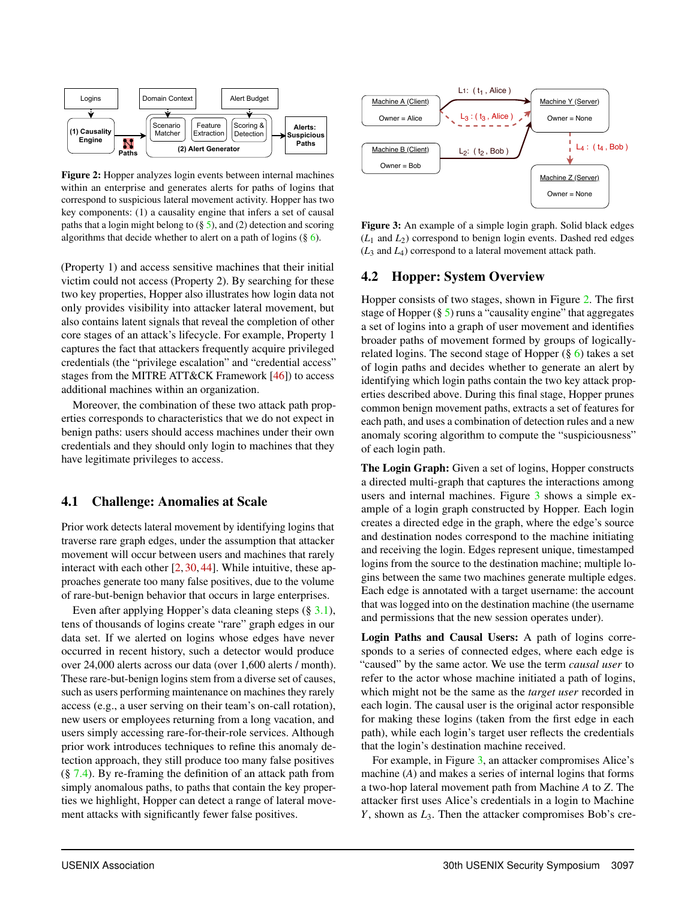Figure 2: Hopper analyzes login events between internal machines within an enterprise and generates alerts for paths of logins that correspond to suspicious lateral movement activity. Hopper has two key components: (1) a causality engine that infers a set of causal paths that a login might belong to (§ 5), and (2) detection and scoring algorithms that decide whether to alert on a path of logins (§ 6).

(Property 1) and access sensitive machines that their initial victim could not access (Property 2). By searching for these two key properties, Hopper also illustrates how login data not only provides visibility into attacker lateral movement, but also contains latent signals that reveal the completion of other core stages of an attack's lifecycle. For example, Property 1 captures the fact that attackers frequently acquire privileged credentials (the "privilege escalation" and "credential access" stages from the MITRE ATT&CK Framework [46]) to access additional machines within an organization.

Moreover, the combination of these two attack path properties corresponds to characteristics that we do not expect in benign paths: users should access machines under their own credentials and they should only login to machines that they have legitimate privileges to access.

## 4.1 Challenge: Anomalies at Scale

Prior work detects lateral movement by identifying logins that traverse rare graph edges, under the assumption that attacker movement will occur between users and machines that rarely interact with each other [2, 30, 44]. While intuitive, these approaches generate too many false positives, due to the volume of rare-but-benign behavior that occurs in large enterprises.

Even after applying Hopper's data cleaning steps (§ 3.1), tens of thousands of logins create "rare" graph edges in our data set. If we alerted on logins whose edges have never occurred in recent history, such a detector would produce over 24,000 alerts across our data (over 1,600 alerts / month). These rare-but-benign logins stem from a diverse set of causes, such as users performing maintenance on machines they rarely access (e.g., a user serving on their team's on-call rotation), new users or employees returning from a long vacation, and users simply accessing rare-for-their-role services. Although prior work introduces techniques to refine this anomaly detection approach, they still produce too many false positives (§ 7.4). By re-framing the definition of an attack path from simply anomalous paths, to paths that contain the key properties we highlight, Hopper can detect a range of lateral movement attacks with significantly fewer false positives.

Figure 3: An example of a simple login graph. Solid black edges ($L_1$ and $L_2$) correspond to benign login events. Dashed red edges ($L_3$ and $L_4$) correspond to a lateral movement attack path.

## 4.2 Hopper: System Overview

Hopper consists of two stages, shown in Figure 2. The first stage of Hopper (§ 5) runs a "causality engine" that aggregates a set of logins into a graph of user movement and identifies broader paths of movement formed by groups of logically-related logins. The second stage of Hopper (§ 6) takes a set of login paths and decides whether to generate an alert by identifying which login paths contain the two key attack properties described above. During this final stage, Hopper prunes common benign movement paths, extracts a set of features for each path, and uses a combination of detection rules and a new anomaly scoring algorithm to compute the "suspiciousness" of each login path.

**The Login Graph:** Given a set of logins, Hopper constructs a directed multi-graph that captures the interactions among users and internal machines. Figure 3 shows a simple example of a login graph constructed by Hopper. Each login creates a directed edge in the graph, where the edge's source and destination nodes correspond to the machine initiating and receiving the login. Edges represent unique, timestamped logins from the source to the destination machine; multiple logins between the same two machines generate multiple edges. Each edge is annotated with a target username: the account that was logged into on the destination machine (the username and permissions that the new session operates under).

**Login Paths and Causal Users:** A path of logins corresponds to a series of connected edges, where each edge is "caused" by the same actor. We use the term *causal user* to refer to the actor whose machine initiated a path of logins, which might not be the same as the *target user* recorded in each login. The causal user is the original actor responsible for making these logins (taken from the first edge in each path), while each login's target user reflects the credentials that the login's destination machine received.

For example, in Figure 3, an attacker compromises Alice's machine ($A$) and makes a series of internal logins that forms a two-hop lateral movement path from Machine $A$ to $Z$. The attacker first uses Alice's credentials in a login to Machine $Y$, shown as $L_3$. Then the attacker compromises Bob's cre-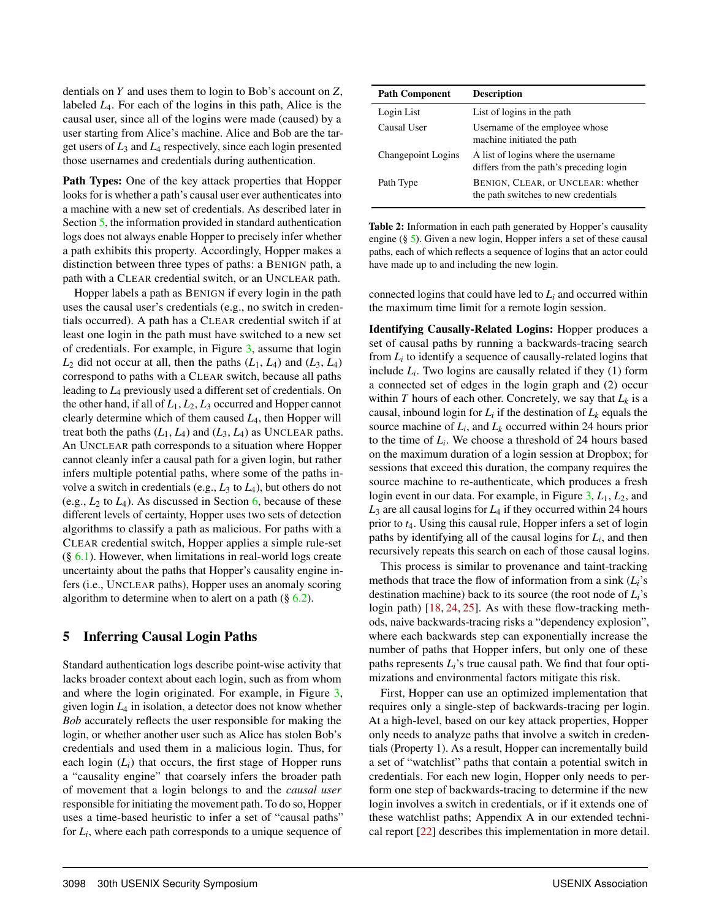dentials on $Y$ and uses them to login to Bob's account on $Z$, labeled $L_4$. For each of the logins in this path, Alice is the causal user, since all of the logins were made (caused) by a user starting from Alice's machine. Alice and Bob are the target users of $L_3$ and $L_4$ respectively, since each login presented those usernames and credentials during authentication.

**Path Types:** One of the key attack properties that Hopper looks for is whether a path's causal user ever authenticates into a machine with a new set of credentials. As described later in Section 5, the information provided in standard authentication logs does not always enable Hopper to precisely infer whether a path exhibits this property. Accordingly, Hopper makes a distinction between three types of paths: a BENIGN path, a path with a CLEAR credential switch, or an UNCLEAR path.

Hopper labels a path as BENIGN if every login in the path uses the causal user's credentials (e.g., no switch in credentials occurred). A path has a CLEAR credential switch if at least one login in the path must have switched to a new set of credentials. For example, in Figure 3, assume that login $L_2$ did not occur at all, then the paths ($L_1$, $L_4$) and ($L_3$, $L_4$) correspond to paths with a CLEAR switch, because all paths leading to $L_4$ previously used a different set of credentials. On the other hand, if all of $L_1, L_2, L_3$ occurred and Hopper cannot clearly determine which of them caused $L_4$, then Hopper will treat both the paths ($L_1$, $L_4$) and ($L_3$, $L_4$) as UNCLEAR paths. An UNCLEAR path corresponds to a situation where Hopper cannot cleanly infer a causal path for a given login, but rather infers multiple potential paths, where some of the paths involve a switch in credentials (e.g., $L_3$ to $L_4$), but others do not (e.g., $L_2$ to $L_4$). As discussed in Section 6, because of these different levels of certainty, Hopper uses two sets of detection algorithms to classify a path as malicious. For paths with a CLEAR credential switch, Hopper applies a simple rule-set (§ 6.1). However, when limitations in real-world logs create uncertainty about the paths that Hopper's causality engine infers (i.e., UNCLEAR paths), Hopper uses an anomaly scoring algorithm to determine when to alert on a path (§ 6.2).

## 5 Inferring Causal Login Paths

Standard authentication logs describe point-wise activity that lacks broader context about each login, such as from whom and where the login originated. For example, in Figure 3, given login $L_4$ in isolation, a detector does not know whether *Bob* accurately reflects the user responsible for making the login, or whether another user such as Alice has stolen Bob's credentials and used them in a malicious login. Thus, for each login ($L_i$) that occurs, the first stage of Hopper runs a "causality engine" that coarsely infers the broader path of movement that a login belongs to and the *causal user* responsible for initiating the movement path. To do so, Hopper uses a time-based heuristic to infer a set of "causal paths" for $L_i$, where each path corresponds to a unique sequence of connected logins that could have led to $L_i$ and occurred within the maximum time limit for a remote login session.

| Path Component | Description |
|---|---|
| Login List | List of logins in the path |
| Causal User | Username of the employee whose machine initiated the path |
| Changepoint Logins | A list of logins where the username differs from the path's preceding login |
| Path Type | BENIGN, CLEAR, or UNCLEAR: whether the path switches to new credentials |

**Table 2:** Information in each path generated by Hopper's causality engine (§ 5). Given a new login, Hopper infers a set of these causal paths, each of which reflects a sequence of logins that an actor could have made up to and including the new login.

**Identifying Causally-Related Logins:** Hopper produces a set of causal paths by running a backwards-tracing search from $L_i$ to identify a sequence of causally-related logins that include $L_i$. Two logins are causally related if they (1) form a connected set of edges in the login graph and (2) occur within $T$ hours of each other. Concretely, we say that $L_k$ is a causal, inbound login for $L_i$ if the destination of $L_k$ equals the source machine of $L_i$, and $L_k$ occurred within 24 hours prior to the time of $L_i$. We choose a threshold of 24 hours based on the maximum duration of a login session at Dropbox; for sessions that exceed this duration, the company requires the source machine to re-authenticate, which produces a fresh login event in our data. For example, in Figure 3, $L_1$, $L_2$, and $L_3$ are all causal logins for $L_4$ if they occurred within 24 hours prior to $t_4$. Using this causal rule, Hopper infers a set of login paths by identifying all of the causal logins for $L_i$, and then recursively repeats this search on each of those causal logins.

This process is similar to provenance and taint-tracking methods that trace the flow of information from a sink ($L_i$'s destination machine) back to its source (the root node of $L_i$'s login path) [18, 24, 25]. As with these flow-tracking methods, naive backwards-tracing risks a "dependency explosion", where each backwards step can exponentially increase the number of paths that Hopper infers, but only one of these paths represents $L_i$'s true causal path. We find that four optimizations and environmental factors mitigate this risk.

First, Hopper can use an optimized implementation that requires only a single-step of backwards-tracing per login. At a high-level, based on our key attack properties, Hopper only needs to analyze paths that involve a switch in credentials (Property 1). As a result, Hopper can incrementally build a set of "watchlist" paths that contain a potential switch in credentials. For each new login, Hopper only needs to perform one step of backwards-tracing to determine if the new login involves a switch in credentials, or if it extends one of these watchlist paths; Appendix A in our extended technical report [22] describes this implementation in more detail.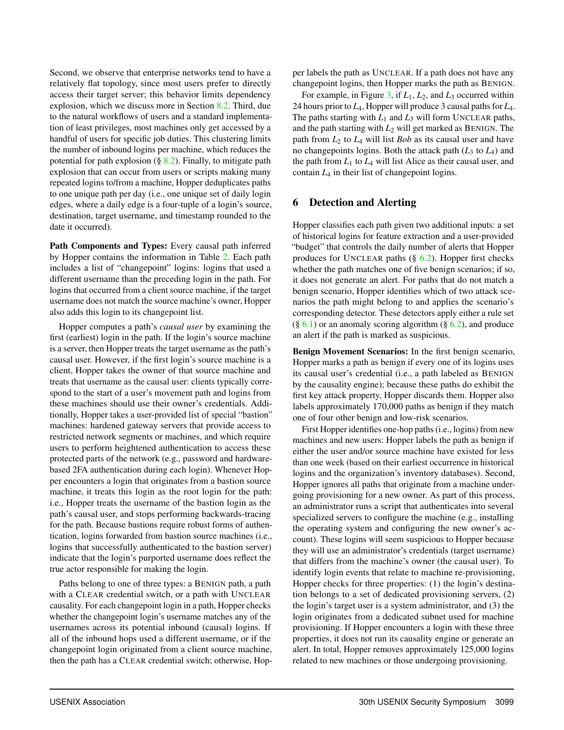Second, we observe that enterprise networks tend to have a relatively flat topology, since most users prefer to directly access their target server; this behavior limits dependency explosion, which we discuss more in Section 8.2. Third, due to the natural workflows of users and a standard implementation of least privileges, most machines only get accessed by a handful of users for specific job duties. This clustering limits the number of inbound logins per machine, which reduces the potential for path explosion (§ 8.2). Finally, to mitigate path explosion that can occur from users or scripts making many repeated logins to/from a machine, Hopper deduplicates paths to one unique path per day (i.e., one unique set of daily login edges, where a daily edge is a four-tuple of a login's source, destination, target username, and timestamp rounded to the date it occurred).

**Path Components and Types:** Every causal path inferred by Hopper contains the information in Table 2. Each path includes a list of "changepoint" logins: logins that used a different username than the preceding login in the path. For logins that occurred from a client source machine, if the target username does not match the source machine's owner, Hopper also adds this login to its changepoint list.

Hopper computes a path's *causal user* by examining the first (earliest) login in the path. If the login's source machine is a server, then Hopper treats the target username as the path's causal user. However, if the first login's source machine is a client, Hopper takes the owner of that source machine and treats that username as the causal user: clients typically correspond to the start of a user's movement path and logins from these machines should use their owner's credentials. Additionally, Hopper takes a user-provided list of special "bastion" machines: hardened gateway servers that provide access to restricted network segments or machines, and which require users to perform heightened authentication to access these protected parts of the network (e.g., password and hardware-based 2FA authentication during each login). Whenever Hopper encounters a login that originates from a bastion source machine, it treats this login as the root login for the path: i.e., Hopper treats the username of the bastion login as the path's causal user, and stops performing backwards-tracing for the path. Because bastions require robust forms of authentication, logins forwarded from bastion source machines (i.e., logins that successfully authenticated to the bastion server) indicate that the login's purported username does reflect the true actor responsible for making the login.

Paths belong to one of three types: a BENIGN path, a path with a CLEAR credential switch, or a path with UNCLEAR causality. For each changepoint login in a path, Hopper checks whether the changepoint login's username matches any of the usernames across its potential inbound (causal) logins. If all of the inbound hops used a different username, or if the changepoint login originated from a client source machine, then the path has a CLEAR credential switch; otherwise, Hopper labels the path as UNCLEAR. If a path does not have any changepoint logins, then Hopper marks the path as BENIGN.

For example, in Figure 3, if $L_1$, $L_2$, and $L_3$ occurred within 24 hours prior to $L_4$, Hopper will produce 3 causal paths for $L_4$. The paths starting with $L_1$ and $L_3$ will form UNCLEAR paths, and the path starting with $L_2$ will get marked as BENIGN. The path from $L_2$ to $L_4$ will list *Bob* as its causal user and have no changepoints logins. Both the attack path ($L_3$ to $L_4$) and the path from $L_1$ to $L_4$ will list Alice as their causal user, and contain $L_4$ in their list of changepoint logins.

## 6 Detection and Alerting

Hopper classifies each path given two additional inputs: a set of historical logins for feature extraction and a user-provided "budget" that controls the daily number of alerts that Hopper produces for UNCLEAR paths (§ 6.2). Hopper first checks whether the path matches one of five benign scenarios; if so, it does not generate an alert. For paths that do not match a benign scenario, Hopper identifies which of two attack scenarios the path might belong to and applies the scenario's corresponding detector. These detectors apply either a rule set (§ 6.1) or an anomaly scoring algorithm (§ 6.2), and produce an alert if the path is marked as suspicious.

**Benign Movement Scenarios:** In the first benign scenario, Hopper marks a path as benign if every one of its logins uses its causal user's credential (i.e., a path labeled as BENIGN by the causality engine); because these paths do exhibit the first key attack property, Hopper discards them. Hopper also labels approximately 170,000 paths as benign if they match one of four other benign and low-risk scenarios.

First Hopper identifies one-hop paths (i.e., logins) from new machines and new users: Hopper labels the path as benign if either the user and/or source machine have existed for less than one week (based on their earliest occurrence in historical logins and the organization's inventory databases). Second, Hopper ignores all paths that originate from a machine undergoing provisioning for a new owner. As part of this process, an administrator runs a script that authenticates into several specialized servers to configure the machine (e.g., installing the operating system and configuring the new owner's account). These logins will seem suspicious to Hopper because they will use an administrator's credentials (target username) that differs from the machine's owner (the causal user). To identify login events that relate to machine re-provisioning, Hopper checks for three properties: (1) the login's destination belongs to a set of dedicated provisioning servers, (2) the login's target user is a system administrator, and (3) the login originates from a dedicated subnet used for machine provisioning. If Hopper encounters a login with these three properties, it does not run its causality engine or generate an alert. In total, Hopper removes approximately 125,000 logins related to new machines or those undergoing provisioning.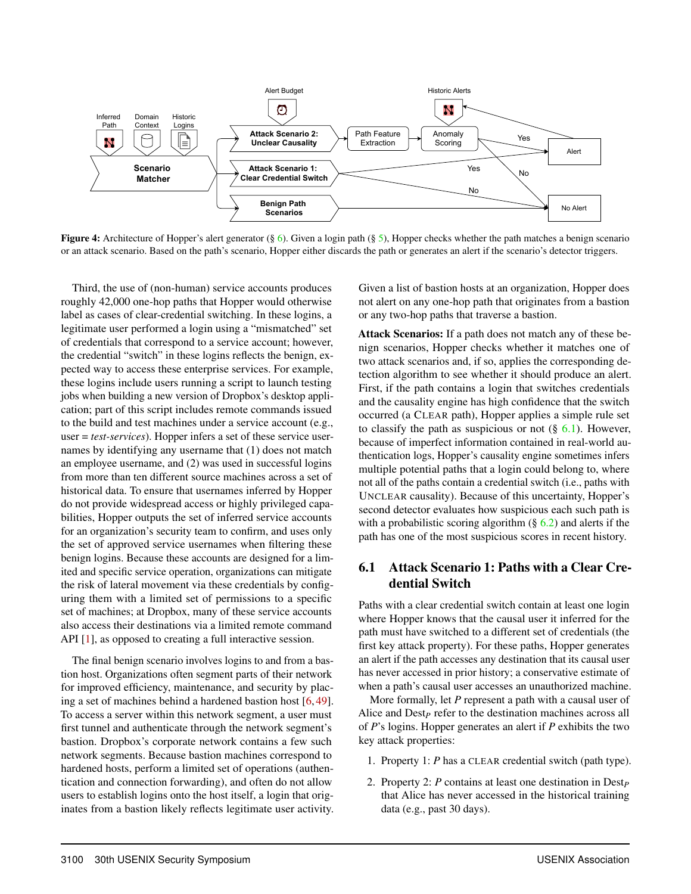**Figure 4:** Architecture of Hopper's alert generator (§ 6). Given a login path (§ 5), Hopper checks whether the path matches a benign scenario or an attack scenario. Based on the path's scenario, Hopper either discards the path or generates an alert if the scenario's detector triggers.

Third, the use of (non-human) service accounts produces roughly 42,000 one-hop paths that Hopper would otherwise label as cases of clear-credential switching. In these logins, a legitimate user performed a login using a "mismatched" set of credentials that correspond to a service account; however, the credential "switch" in these logins reflects the benign, expected way to access these enterprise services. For example, these logins include users running a script to launch testing jobs when building a new version of Dropbox's desktop application; part of this script includes remote commands issued to the build and test machines under a service account (e.g., user = *test-services*). Hopper infers a set of these service usernames by identifying any username that (1) does not match an employee username, and (2) was used in successful logins from more than ten different source machines across a set of historical data. To ensure that usernames inferred by Hopper do not provide widespread access or highly privileged capabilities, Hopper outputs the set of inferred service accounts for an organization's security team to confirm, and uses only the set of approved service usernames when filtering these benign logins. Because these accounts are designed for a limited and specific service operation, organizations can mitigate the risk of lateral movement via these credentials by configuring them with a limited set of permissions to a specific set of machines; at Dropbox, many of these service accounts also access their destinations via a limited remote command API [1], as opposed to creating a full interactive session.

The final benign scenario involves logins to and from a bastion host. Organizations often segment parts of their network for improved efficiency, maintenance, and security by placing a set of machines behind a hardened bastion host [6, 49]. To access a server within this network segment, a user must first tunnel and authenticate through the network segment's bastion. Dropbox's corporate network contains a few such network segments. Because bastion machines correspond to hardened hosts, perform a limited set of operations (authentication and connection forwarding), and often do not allow users to establish logins onto the host itself, a login that originates from a bastion likely reflects legitimate user activity. Given a list of bastion hosts at an organization, Hopper does not alert on any one-hop path that originates from a bastion or any two-hop paths that traverse a bastion.

**Attack Scenarios:** If a path does not match any of these benign scenarios, Hopper checks whether it matches one of two attack scenarios and, if so, applies the corresponding detection algorithm to see whether it should produce an alert. First, if the path contains a login that switches credentials and the causality engine has high confidence that the switch occurred (a CLEAR path), Hopper applies a simple rule set to classify the path as suspicious or not (§ 6.1). However, because of imperfect information contained in real-world authentication logs, Hopper's causality engine sometimes infers multiple potential paths that a login could belong to, where not all of the paths contain a credential switch (i.e., paths with UNCLEAR causality). Because of this uncertainty, Hopper's second detector evaluates how suspicious each such path is with a probabilistic scoring algorithm (§ 6.2) and alerts if the path has one of the most suspicious scores in recent history.

## 6.1 Attack Scenario 1: Paths with a Clear Credential Switch

Paths with a clear credential switch contain at least one login where Hopper knows that the causal user it inferred for the path must have switched to a different set of credentials (the first key attack property). For these paths, Hopper generates an alert if the path accesses any destination that its causal user has never accessed in prior history; a conservative estimate of when a path's causal user accesses an unauthorized machine.

More formally, let $P$ represent a path with a causal user of Alice and $\text{Dest}_P$ refer to the destination machines across all of $P$'s logins. Hopper generates an alert if $P$ exhibits the two key attack properties:

1. Property 1: $P$ has a CLEAR credential switch (path type).
2. Property 2: $P$ contains at least one destination in $\text{Dest}_P$ that Alice has never accessed in the historical training data (e.g., past 30 days).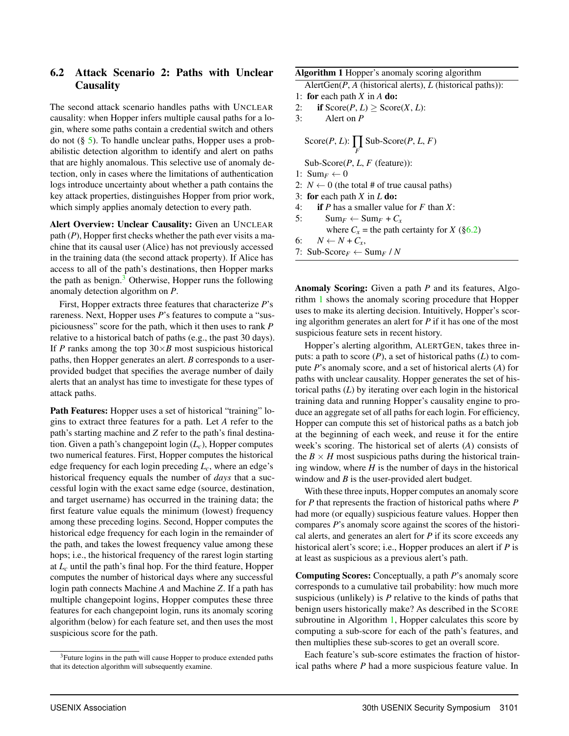### 6.2 Attack Scenario 2: Paths with Unclear Causality

The second attack scenario handles paths with UNCLEAR causality: when Hopper infers multiple causal paths for a login, where some paths contain a credential switch and others do not (§ 5). To handle unclear paths, Hopper uses a probabilistic detection algorithm to identify and alert on paths that are highly anomalous. This selective use of anomaly detection, only in cases where the limitations of authentication logs introduce uncertainty about whether a path contains the key attack properties, distinguishes Hopper from prior work, which simply applies anomaly detection to every path.

**Alert Overview: Unclear Causality:** Given an UNCLEAR path (*P*), Hopper first checks whether the path ever visits a machine that its causal user (Alice) has not previously accessed in the training data (the second attack property). If Alice has access to all of the path's destinations, then Hopper marks the path as benign.[3] Otherwise, Hopper runs the following anomaly detection algorithm on *P*.

First, Hopper extracts three features that characterize *P*'s rareness. Next, Hopper uses *P*'s features to compute a "suspiciousness" score for the path, which it then uses to rank *P* relative to a historical batch of paths (e.g., the past 30 days). If *P* ranks among the top $30 \times B$ most suspicious historical paths, then Hopper generates an alert. *B* corresponds to a user-provided budget that specifies the average number of daily alerts that an analyst has time to investigate for these types of attack paths.

**Path Features:** Hopper uses a set of historical "training" logins to extract three features for a path. Let *A* refer to the path's starting machine and *Z* refer to the path's final destination. Given a path's changepoint login ($L_c$), Hopper computes two numerical features. First, Hopper computes the historical edge frequency for each login preceding $L_c$, where an edge's historical frequency equals the number of *days* that a successful login with the exact same edge (source, destination, and target username) has occurred in the training data; the first feature value equals the minimum (lowest) frequency among these preceding logins. Second, Hopper computes the historical edge frequency for each login in the remainder of the path, and takes the lowest frequency value among these hops; i.e., the historical frequency of the rarest login starting at $L_c$ until the path's final hop. For the third feature, Hopper computes the number of historical days where any successful login path connects Machine *A* and Machine *Z*. If a path has multiple changepoint logins, Hopper computes these three features for each changepoint login, runs its anomaly scoring algorithm (below) for each feature set, and then uses the most suspicious score for the path.

[3] Future logins in the path will cause Hopper to produce extended paths that its detection algorithm will subsequently examine.

**Algorithm 1** Hopper's anomaly scoring algorithm

```
AlertGen(P, A (historical alerts), L (historical paths)):
1: for each path X in A do:
2:     if Score(P, L) ≥ Score(X, L):
3:         Alert on P

Score(P, L): ∏_F Sub-Score(P, L, F)

Sub-Score(P, L, F (feature)):
1: Sum_F ← 0
2: N ← 0 (the total # of true causal paths)
3: for each path X in L do:
4:     if P has a smaller value for F than X:
5:         Sum_F ← Sum_F + C_x
           where C_x = the path certainty for X (§6.2)
6:     N ← N + C_x,
7: Sub-Score_F ← Sum_F / N
```

**Anomaly Scoring:** Given a path *P* and its features, Algorithm 1 shows the anomaly scoring procedure that Hopper uses to make its alerting decision. Intuitively, Hopper's scoring algorithm generates an alert for *P* if it has one of the most suspicious feature sets in recent history.

Hopper's alerting algorithm, ALERTGEN, takes three inputs: a path to score (*P*), a set of historical paths (*L*) to compute *P*'s anomaly score, and a set of historical alerts (*A*) for paths with unclear causality. Hopper generates the set of historical paths (*L*) by iterating over each login in the historical training data and running Hopper's causality engine to produce an aggregate set of all paths for each login. For efficiency, Hopper can compute this set of historical paths as a batch job at the beginning of each week, and reuse it for the entire week's scoring. The historical set of alerts (*A*) consists of the $B \times H$ most suspicious paths during the historical training window, where *H* is the number of days in the historical window and *B* is the user-provided alert budget.

With these three inputs, Hopper computes an anomaly score for *P* that represents the fraction of historical paths where *P* had more (or equally) suspicious feature values. Hopper then compares *P*'s anomaly score against the scores of the historical alerts, and generates an alert for *P* if its score exceeds any historical alert's score; i.e., Hopper produces an alert if *P* is at least as suspicious as a previous alert's path.

**Computing Scores:** Conceptually, a path *P*'s anomaly score corresponds to a cumulative tail probability: how much more suspicious (unlikely) is *P* relative to the kinds of paths that benign users historically make? As described in the SCORE subroutine in Algorithm 1, Hopper calculates this score by computing a sub-score for each of the path's features, and then multiplies these sub-scores to get an overall score.

Each feature's sub-score estimates the fraction of historical paths where *P* had a more suspicious feature value. In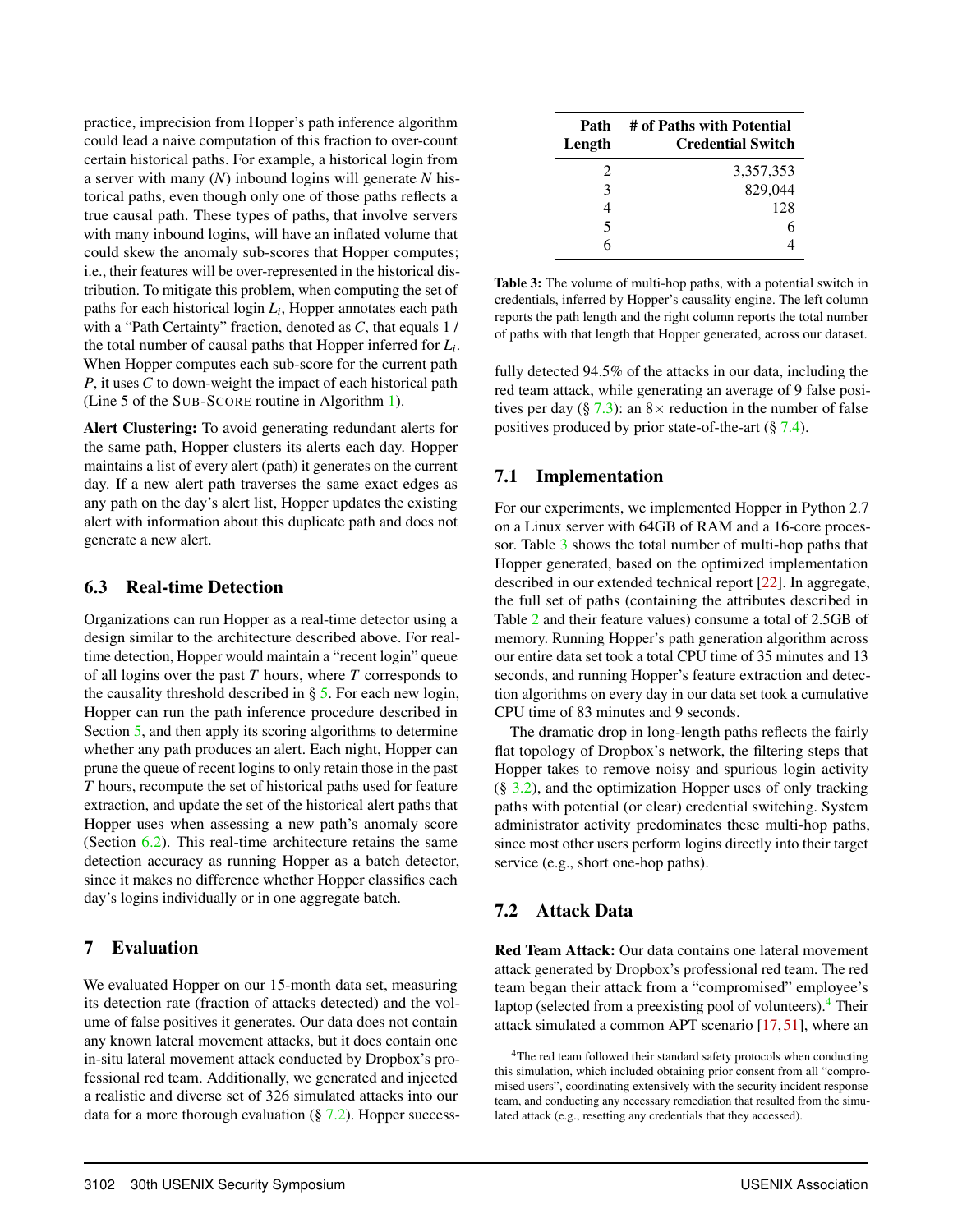practice, imprecision from Hopper's path inference algorithm could lead a naive computation of this fraction to over-count certain historical paths. For example, a historical login from a server with many ($N$) inbound logins will generate $N$ historical paths, even though only one of those paths reflects a true causal path. These types of paths, that involve servers with many inbound logins, will have an inflated volume that could skew the anomaly sub-scores that Hopper computes; i.e., their features will be over-represented in the historical distribution. To mitigate this problem, when computing the set of paths for each historical login $L_i$, Hopper annotates each path with a "Path Certainty" fraction, denoted as $C$, that equals 1 / the total number of causal paths that Hopper inferred for $L_i$. When Hopper computes each sub-score for the current path $P$, it uses $C$ to down-weight the impact of each historical path (Line 5 of the SUB-SCORE routine in Algorithm 1).

**Alert Clustering:** To avoid generating redundant alerts for the same path, Hopper clusters its alerts each day. Hopper maintains a list of every alert (path) it generates on the current day. If a new alert path traverses the same exact edges as any path on the day's alert list, Hopper updates the existing alert with information about this duplicate path and does not generate a new alert.

### 6.3 Real-time Detection

Organizations can run Hopper as a real-time detector using a design similar to the architecture described above. For real-time detection, Hopper would maintain a "recent login" queue of all logins over the past $T$ hours, where $T$ corresponds to the causality threshold described in § 5. For each new login, Hopper can run the path inference procedure described in Section 5, and then apply its scoring algorithms to determine whether any path produces an alert. Each night, Hopper can prune the queue of recent logins to only retain those in the past $T$ hours, recompute the set of historical paths used for feature extraction, and update the set of the historical alert paths that Hopper uses when assessing a new path's anomaly score (Section 6.2). This real-time architecture retains the same detection accuracy as running Hopper as a batch detector, since it makes no difference whether Hopper classifies each day's logins individually or in one aggregate batch.

## 7 Evaluation

We evaluated Hopper on our 15-month data set, measuring its detection rate (fraction of attacks detected) and the volume of false positives it generates. Our data does not contain any known lateral movement attacks, but it does contain one in-situ lateral movement attack conducted by Dropbox's professional red team. Additionally, we generated and injected a realistic and diverse set of 326 simulated attacks into our data for a more thorough evaluation (§ 7.2). Hopper successfully detected 94.5% of the attacks in our data, including the red team attack, while generating an average of 9 false positives per day (§ 7.3): an 8× reduction in the number of false positives produced by prior state-of-the-art (§ 7.4).

| Path Length | # of Paths with Potential Credential Switch |
|---|---|
| 2 | 3,357,353 |
| 3 | 829,044 |
| 4 | 128 |
| 5 | 6 |
| 6 | 4 |

**Table 3:** The volume of multi-hop paths, with a potential switch in credentials, inferred by Hopper's causality engine. The left column reports the path length and the right column reports the total number of paths with that length that Hopper generated, across our dataset.

### 7.1 Implementation

For our experiments, we implemented Hopper in Python 2.7 on a Linux server with 64GB of RAM and a 16-core processor. Table 3 shows the total number of multi-hop paths that Hopper generated, based on the optimized implementation described in our extended technical report [22]. In aggregate, the full set of paths (containing the attributes described in Table 2 and their feature values) consume a total of 2.5GB of memory. Running Hopper's path generation algorithm across our entire data set took a total CPU time of 35 minutes and 13 seconds, and running Hopper's feature extraction and detection algorithms on every day in our data set took a cumulative CPU time of 83 minutes and 9 seconds.

The dramatic drop in long-length paths reflects the fairly flat topology of Dropbox's network, the filtering steps that Hopper takes to remove noisy and spurious login activity (§ 3.2), and the optimization Hopper uses of only tracking paths with potential (or clear) credential switching. System administrator activity predominates these multi-hop paths, since most other users perform logins directly into their target service (e.g., short one-hop paths).

### 7.2 Attack Data

**Red Team Attack:** Our data contains one lateral movement attack generated by Dropbox's professional red team. The red team began their attack from a "compromised" employee's laptop (selected from a preexisting pool of volunteers).[4] Their attack simulated a common APT scenario [17, 51], where an

[4] The red team followed their standard safety protocols when conducting this simulation, which included obtaining prior consent from all "compromised users", coordinating extensively with the security incident response team, and conducting any necessary remediation that resulted from the simulated attack (e.g., resetting any credentials that they accessed).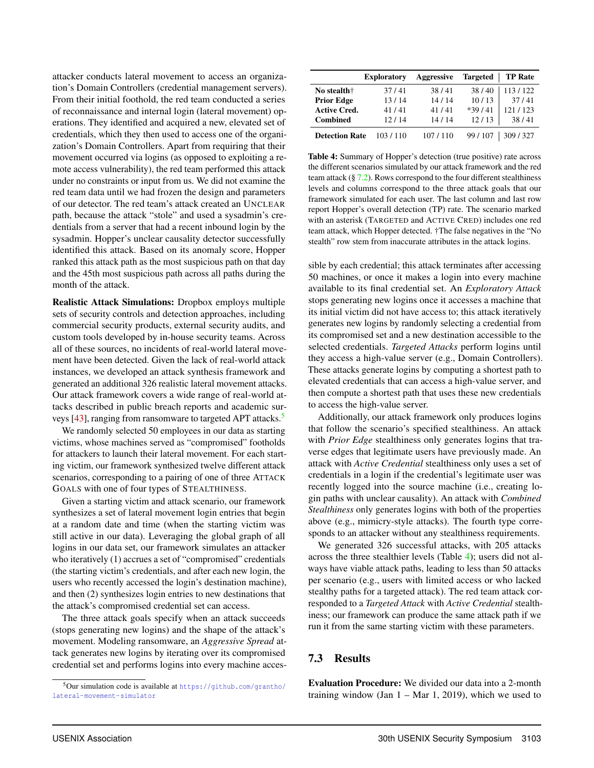attacker conducts lateral movement to access an organization's Domain Controllers (credential management servers). From their initial foothold, the red team conducted a series of reconnaissance and internal login (lateral movement) operations. They identified and acquired a new, elevated set of credentials, which they then used to access one of the organization's Domain Controllers. Apart from requiring that their movement occurred via logins (as opposed to exploiting a remote access vulnerability), the red team performed this attack under no constraints or input from us. We did not examine the red team data until we had frozen the design and parameters of our detector. The red team's attack created an UNCLEAR path, because the attack "stole" and used a sysadmin's credentials from a server that had a recent inbound login by the sysadmin. Hopper's unclear causality detector successfully identified this attack. Based on its anomaly score, Hopper ranked this attack path as the most suspicious path on that day and the 45th most suspicious path across all paths during the month of the attack.

**Realistic Attack Simulations:** Dropbox employs multiple sets of security controls and detection approaches, including commercial security products, external security audits, and custom tools developed by in-house security teams. Across all of these sources, no incidents of real-world lateral movement have been detected. Given the lack of real-world attack instances, we developed an attack synthesis framework and generated an additional 326 realistic lateral movement attacks. Our attack framework covers a wide range of real-world attacks described in public breach reports and academic surveys [43], ranging from ransomware to targeted APT attacks.[5]

We randomly selected 50 employees in our data as starting victims, whose machines served as "compromised" footholds for attackers to launch their lateral movement. For each starting victim, our framework synthesized twelve different attack scenarios, corresponding to a pairing of one of three ATTACK GOALS with one of four types of STEALTHINESS.

Given a starting victim and attack scenario, our framework synthesizes a set of lateral movement login entries that begin at a random date and time (when the starting victim was still active in our data). Leveraging the global graph of all logins in our data set, our framework simulates an attacker who iteratively (1) accrues a set of "compromised" credentials (the starting victim's credentials, and after each new login, the users who recently accessed the login's destination machine), and then (2) synthesizes login entries to new destinations that the attack's compromised credential set can access.

The three attack goals specify when an attack succeeds (stops generating new logins) and the shape of the attack's movement. Modeling ransomware, an *Aggressive Spread* attack generates new logins by iterating over its compromised credential set and performs logins into every machine accessible by each credential; this attack terminates after accessing 50 machines, or once it makes a login into every machine available to its final credential set. An *Exploratory Attack* stops generating new logins once it accesses a machine that its initial victim did not have access to; this attack iteratively generates new logins by randomly selecting a credential from its compromised set and a new destination accessible to the selected credentials. *Targeted Attacks* perform logins until they access a high-value server (e.g., Domain Controllers). These attacks generate logins by computing a shortest path to elevated credentials that can access a high-value server, and then compute a shortest path that uses these new credentials to access the high-value server.

[5] Our simulation code is available at https://github.com/grantho/lateral-movement-simulator

| | Exploratory | Aggressive | Targeted | TP Rate |
|---|---|---|---|---|
| **No stealth†** | 37 / 41 | 38 / 41 | 38 / 40 | 113 / 122 |
| **Prior Edge** | 13 / 14 | 14 / 14 | 10 / 13 | 37 / 41 |
| **Active Cred.** | 41 / 41 | 41 / 41 | *39 / 41 | 121 / 123 |
| **Combined** | 12 / 14 | 14 / 14 | 12 / 13 | 38 / 41 |
| **Detection Rate** | 103 / 110 | 107 / 110 | 99 / 107 | 309 / 327 |

**Table 4:** Summary of Hopper's detection (true positive) rate across the different scenarios simulated by our attack framework and the red team attack (§ 7.2). Rows correspond to the four different stealthiness levels and columns correspond to the three attack goals that our framework simulated for each user. The last column and last row report Hopper's overall detection (TP) rate. The scenario marked with an asterisk (TARGETED and ACTIVE CRED) includes one red team attack, which Hopper detected. †The false negatives in the "No stealth" row stem from inaccurate attributes in the attack logins.

Additionally, our attack framework only produces logins that follow the scenario's specified stealthiness. An attack with *Prior Edge* stealthiness only generates logins that traverse edges that legitimate users have previously made. An attack with *Active Credential* stealthiness only uses a set of credentials in a login if the credential's legitimate user was recently logged into the source machine (i.e., creating login paths with unclear causality). An attack with *Combined Stealthiness* only generates logins with both of the properties above (e.g., mimicry-style attacks). The fourth type corresponds to an attacker without any stealthiness requirements.

We generated 326 successful attacks, with 205 attacks across the three stealthier levels (Table 4); users did not always have viable attack paths, leading to less than 50 attacks per scenario (e.g., users with limited access or who lacked stealthy paths for a targeted attack). The red team attack corresponded to a *Targeted Attack* with *Active Credential* stealthiness; our framework can produce the same attack path if we run it from the same starting victim with these parameters.

## 7.3 Results

**Evaluation Procedure:** We divided our data into a 2-month training window (Jan 1 – Mar 1, 2019), which we used to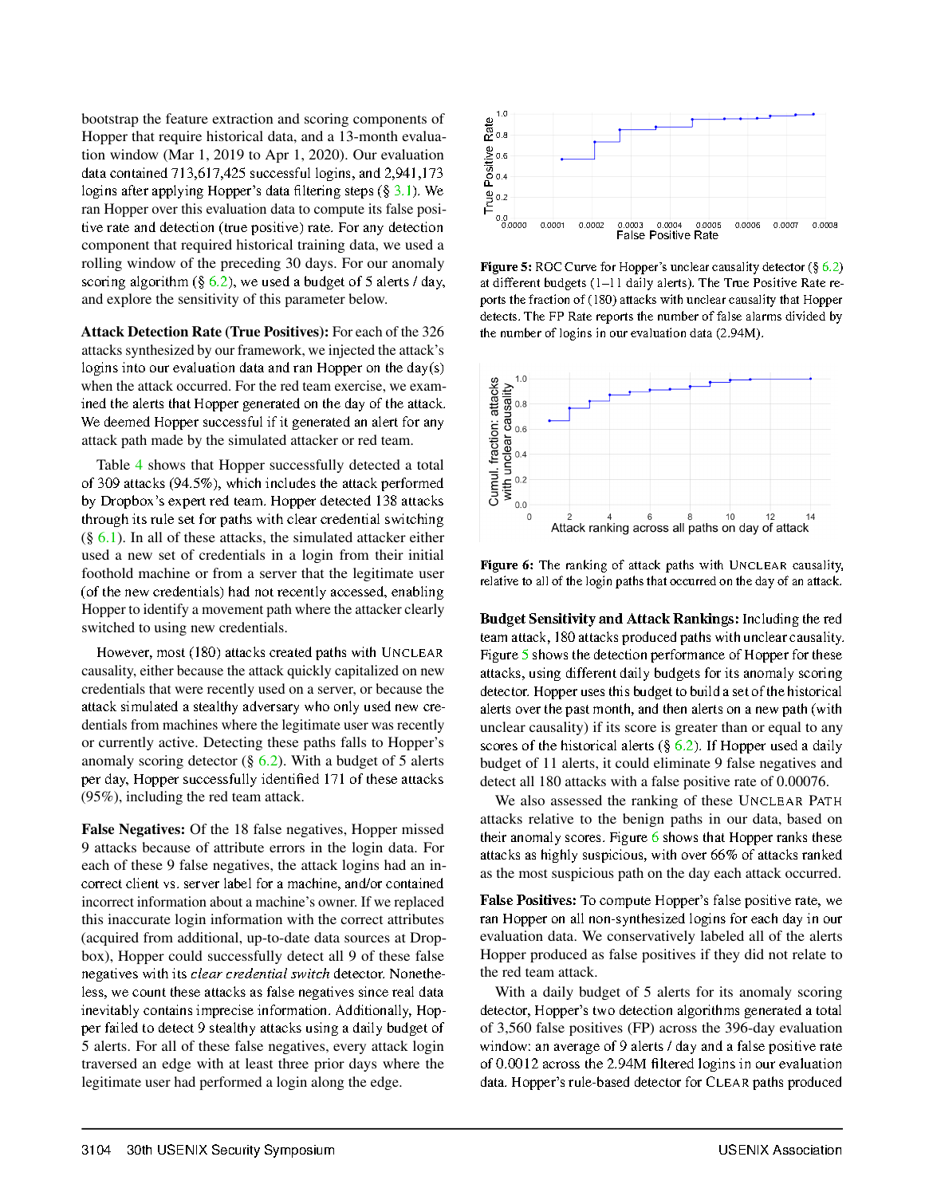bootstrap the feature extraction and scoring components of Hopper that require historical data, and a 13-month evaluation window (Mar 1, 2019 to Apr 1, 2020). Our evaluation data contained 713,617,425 successful logins, and 2,941,173 logins after applying Hopper's data filtering steps (§ 3.1). We ran Hopper over this evaluation data to compute its false positive rate and detection (true positive) rate. For any detection component that required historical training data, we used a rolling window of the preceding 30 days. For our anomaly scoring algorithm (§ 6.2), we used a budget of 5 alerts / day, and explore the sensitivity of this parameter below.

**Attack Detection Rate (True Positives):** For each of the 326 attacks synthesized by our framework, we injected the attack's logins into our evaluation data and ran Hopper on the day(s) when the attack occurred. For the red team exercise, we examined the alerts that Hopper generated on the day of the attack. We deemed Hopper successful if it generated an alert for any attack path made by the simulated attacker or red team.

Table 4 shows that Hopper successfully detected a total of 309 attacks (94.5%), which includes the attack performed by Dropbox's expert red team. Hopper detected 138 attacks through its rule set for paths with clear credential switching (§ 6.1). In all of these attacks, the simulated attacker either used a new set of credentials in a login from their initial foothold machine or from a server that the legitimate user (of the new credentials) had not recently accessed, enabling Hopper to identify a movement path where the attacker clearly switched to using new credentials.

However, most (180) attacks created paths with UNCLEAR causality, either because the attack quickly capitalized on new credentials that were recently used on a server, or because the attack simulated a stealthy adversary who only used new credentials from machines where the legitimate user was recently or currently active. Detecting these paths falls to Hopper's anomaly scoring detector (§ 6.2). With a budget of 5 alerts per day, Hopper successfully identified 171 of these attacks (95%), including the red team attack.

**False Negatives:** Of the 18 false negatives, Hopper missed 9 attacks because of attribute errors in the login data. For each of these 9 false negatives, the attack logins had an incorrect client vs. server label for a machine, and/or contained incorrect information about a machine's owner. If we replaced this inaccurate login information with the correct attributes (acquired from additional, up-to-date data sources at Dropbox), Hopper could successfully detect all 9 of these false negatives with its *clear credential switch* detector. Nonetheless, we count these attacks as false negatives since real data inevitably contains imprecise information. Additionally, Hopper failed to detect 9 stealthy attacks using a daily budget of 5 alerts. For all of these false negatives, every attack login traversed an edge with at least three prior days where the legitimate user had performed a login along the edge.

**Figure 5:** ROC Curve for Hopper's unclear causality detector (§ 6.2) at different budgets (1–11 daily alerts). The True Positive Rate reports the fraction of (180) attacks with unclear causality that Hopper detects. The FP Rate reports the number of false alarms divided by the number of logins in our evaluation data (2.94M).

**Figure 6:** The ranking of attack paths with UNCLEAR causality, relative to all of the login paths that occurred on the day of an attack.

**Budget Sensitivity and Attack Rankings:** Including the red team attack, 180 attacks produced paths with unclear causality. Figure 5 shows the detection performance of Hopper for these attacks, using different daily budgets for its anomaly scoring detector. Hopper uses this budget to build a set of the historical alerts over the past month, and then alerts on a new path (with unclear causality) if its score is greater than or equal to any scores of the historical alerts (§ 6.2). If Hopper used a daily budget of 11 alerts, it could eliminate 9 false negatives and detect all 180 attacks with a false positive rate of 0.00076.

We also assessed the ranking of these UNCLEAR PATH attacks relative to the benign paths in our data, based on their anomaly scores. Figure 6 shows that Hopper ranks these attacks as highly suspicious, with over 66% of attacks ranked as the most suspicious path on the day each attack occurred.

**False Positives:** To compute Hopper's false positive rate, we ran Hopper on all non-synthesized logins for each day in our evaluation data. We conservatively labeled all of the alerts Hopper produced as false positives if they did not relate to the red team attack.

With a daily budget of 5 alerts for its anomaly scoring detector, Hopper's two detection algorithms generated a total of 3,560 false positives (FP) across the 396-day evaluation window: an average of 9 alerts / day and a false positive rate of 0.0012 across the 2.94M filtered logins in our evaluation data. Hopper's rule-based detector for CLEAR paths produced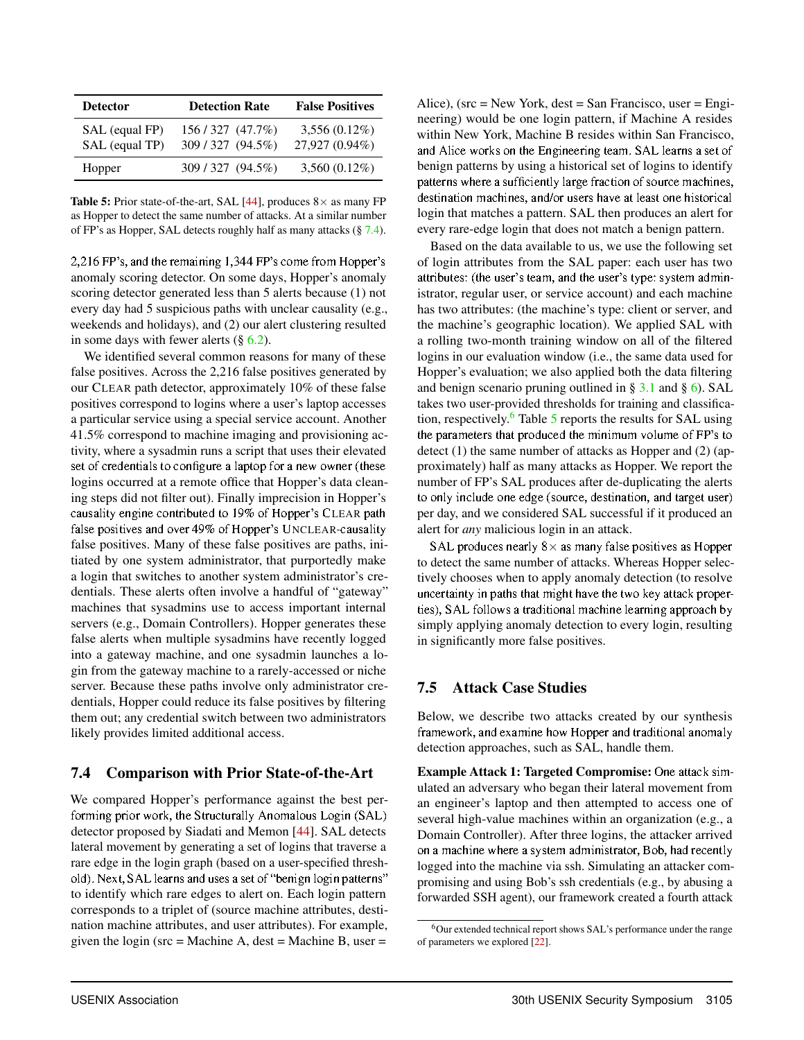| Detector | Detection Rate | False Positives |
| --- | --- | --- |
| SAL (equal FP) | 156 / 327 (47.7%) | 3,556 (0.12%) |
| SAL (equal TP) | 309 / 327 (94.5%) | 27,927 (0.94%) |
| Hopper | 309 / 327 (94.5%) | 3,560 (0.12%) |

**Table 5:** Prior state-of-the-art, SAL [44], produces 8× as many FP as Hopper to detect the same number of attacks. At a similar number of FP's as Hopper, SAL detects roughly half as many attacks (§ 7.4).

2,216 FP's, and the remaining 1,344 FP's come from Hopper's anomaly scoring detector. On some days, Hopper's anomaly scoring detector generated less than 5 alerts because (1) not every day had 5 suspicious paths with unclear causality (e.g., weekends and holidays), and (2) our alert clustering resulted in some days with fewer alerts (§ 6.2).

We identified several common reasons for many of these false positives. Across the 2,216 false positives generated by our CLEAR path detector, approximately 10% of these false positives correspond to logins where a user's laptop accesses a particular service using a special service account. Another 41.5% correspond to machine imaging and provisioning activity, where a sysadmin runs a script that uses their elevated set of credentials to configure a laptop for a new owner (these logins occurred at a remote office that Hopper's data cleaning steps did not filter out). Finally imprecision in Hopper's causality engine contributed to 19% of Hopper's CLEAR path false positives and over 49% of Hopper's UNCLEAR-causality false positives. Many of these false positives are paths, initiated by one system administrator, that purportedly make a login that switches to another system administrator's credentials. These alerts often involve a handful of "gateway" machines that sysadmins use to access important internal servers (e.g., Domain Controllers). Hopper generates these false alerts when multiple sysadmins have recently logged into a gateway machine, and one sysadmin launches a login from the gateway machine to a rarely-accessed or niche server. Because these paths involve only administrator credentials, Hopper could reduce its false positives by filtering them out; any credential switch between two administrators likely provides limited additional access.

### 7.4 Comparison with Prior State-of-the-Art

We compared Hopper's performance against the best performing prior work, the Structurally Anomalous Login (SAL) detector proposed by Siadati and Memon [44]. SAL detects lateral movement by generating a set of logins that traverse a rare edge in the login graph (based on a user-specified threshold). Next, SAL learns and uses a set of "benign login patterns" to identify which rare edges to alert on. Each login pattern corresponds to a triplet of (source machine attributes, destination machine attributes, and user attributes). For example, given the login (src = Machine A, dest = Machine B, user = Alice), (src = New York, dest = San Francisco, user = Engineering) would be one login pattern, if Machine A resides within New York, Machine B resides within San Francisco, and Alice works on the Engineering team. SAL learns a set of benign patterns by using a historical set of logins to identify patterns where a sufficiently large fraction of source machines, destination machines, and/or users have at least one historical login that matches a pattern. SAL then produces an alert for every rare-edge login that does not match a benign pattern.

Based on the data available to us, we use the following set of login attributes from the SAL paper: each user has two attributes: (the user's team, and the user's type: system administrator, regular user, or service account) and each machine has two attributes: (the machine's type: client or server, and the machine's geographic location). We applied SAL with a rolling two-month training window on all of the filtered logins in our evaluation window (i.e., the same data used for Hopper's evaluation; we also applied both the data filtering and benign scenario pruning outlined in § 3.1 and § 6). SAL takes two user-provided thresholds for training and classification, respectively.[6] Table 5 reports the results for SAL using the parameters that produced the minimum volume of FP's to detect (1) the same number of attacks as Hopper and (2) (approximately) half as many attacks as Hopper. We report the number of FP's SAL produces after de-duplicating the alerts to only include one edge (source, destination, and target user) per day, and we considered SAL successful if it produced an alert for *any* malicious login in an attack.

SAL produces nearly 8× as many false positives as Hopper to detect the same number of attacks. Whereas Hopper selectively chooses when to apply anomaly detection (to resolve uncertainty in paths that might have the two key attack properties), SAL follows a traditional machine learning approach by simply applying anomaly detection to every login, resulting in significantly more false positives.

### 7.5 Attack Case Studies

Below, we describe two attacks created by our synthesis framework, and examine how Hopper and traditional anomaly detection approaches, such as SAL, handle them.

**Example Attack 1: Targeted Compromise:** One attack simulated an adversary who began their lateral movement from an engineer's laptop and then attempted to access one of several high-value machines within an organization (e.g., a Domain Controller). After three logins, the attacker arrived on a machine where a system administrator, Bob, had recently logged into the machine via ssh. Simulating an attacker compromising and using Bob's ssh credentials (e.g., by abusing a forwarded SSH agent), our framework created a fourth attack

[6] Our extended technical report shows SAL's performance under the range of parameters we explored [22].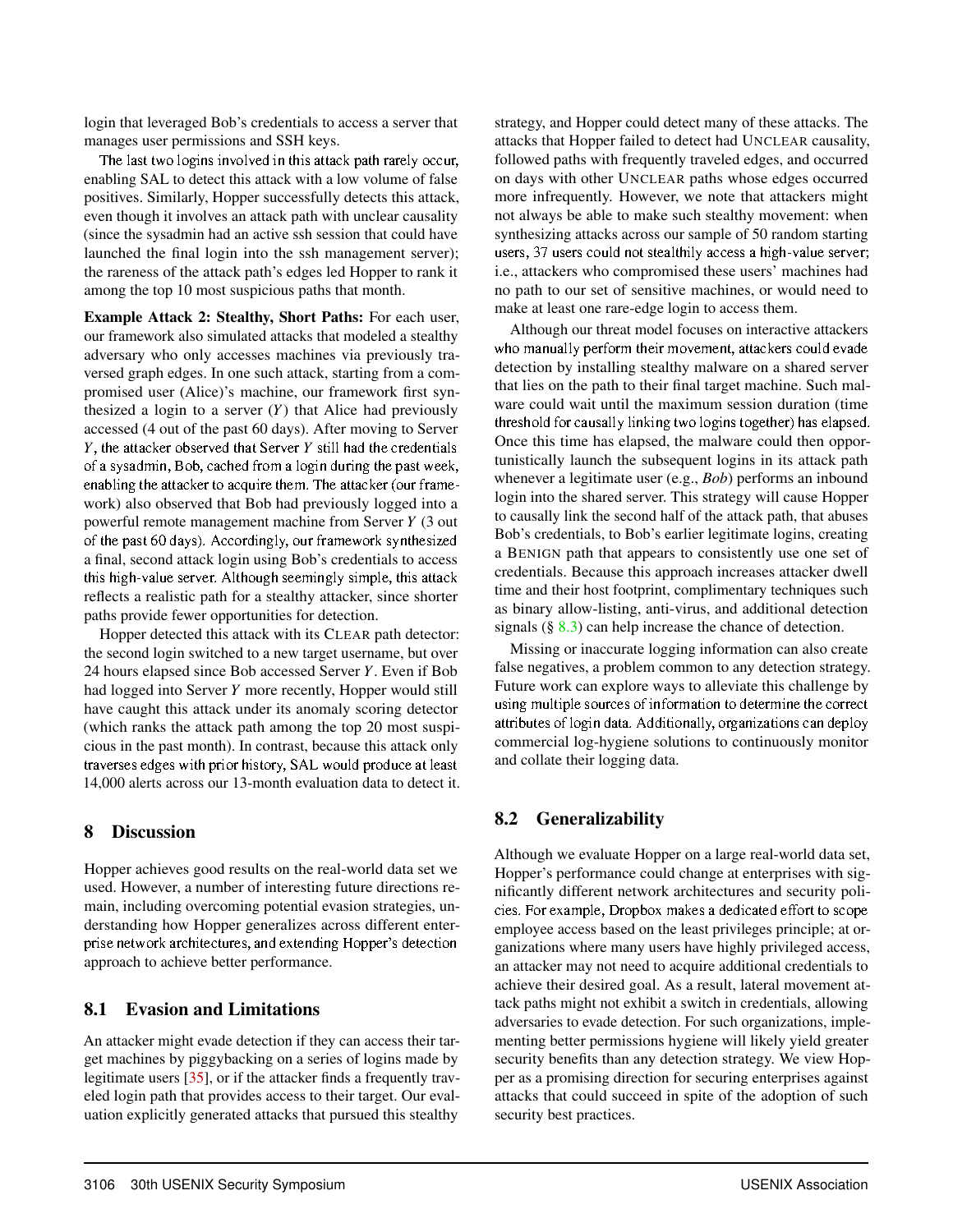login that leveraged Bob's credentials to access a server that manages user permissions and SSH keys.

The last two logins involved in this attack path rarely occur, enabling SAL to detect this attack with a low volume of false positives. Similarly, Hopper successfully detects this attack, even though it involves an attack path with unclear causality (since the sysadmin had an active ssh session that could have launched the final login into the ssh management server); the rareness of the attack path's edges led Hopper to rank it among the top 10 most suspicious paths that month.

**Example Attack 2: Stealthy, Short Paths:** For each user, our framework also simulated attacks that modeled a stealthy adversary who only accesses machines via previously traversed graph edges. In one such attack, starting from a compromised user (Alice)'s machine, our framework first synthesized a login to a server ($Y$) that Alice had previously accessed (4 out of the past 60 days). After moving to Server $Y$, the attacker observed that Server $Y$ still had the credentials of a sysadmin, Bob, cached from a login during the past week, enabling the attacker to acquire them. The attacker (our framework) also observed that Bob had previously logged into a powerful remote management machine from Server $Y$ (3 out of the past 60 days). Accordingly, our framework synthesized a final, second attack login using Bob's credentials to access this high-value server. Although seemingly simple, this attack reflects a realistic path for a stealthy attacker, since shorter paths provide fewer opportunities for detection.

Hopper detected this attack with its CLEAR path detector: the second login switched to a new target username, but over 24 hours elapsed since Bob accessed Server $Y$. Even if Bob had logged into Server $Y$ more recently, Hopper would still have caught this attack under its anomaly scoring detector (which ranks the attack path among the top 20 most suspicious in the past month). In contrast, because this attack only traverses edges with prior history, SAL would produce at least 14,000 alerts across our 13-month evaluation data to detect it.

## 8 Discussion

Hopper achieves good results on the real-world data set we used. However, a number of interesting future directions remain, including overcoming potential evasion strategies, understanding how Hopper generalizes across different enterprise network architectures, and extending Hopper's detection approach to achieve better performance.

### 8.1 Evasion and Limitations

An attacker might evade detection if they can access their target machines by piggybacking on a series of logins made by legitimate users [35], or if the attacker finds a frequently traveled login path that provides access to their target. Our evaluation explicitly generated attacks that pursued this stealthy strategy, and Hopper could detect many of these attacks. The attacks that Hopper failed to detect had UNCLEAR causality, followed paths with frequently traveled edges, and occurred on days with other UNCLEAR paths whose edges occurred more infrequently. However, we note that attackers might not always be able to make such stealthy movement: when synthesizing attacks across our sample of 50 random starting users, 37 users could not stealthily access a high-value server; i.e., attackers who compromised these users' machines had no path to our set of sensitive machines, or would need to make at least one rare-edge login to access them.

Although our threat model focuses on interactive attackers who manually perform their movement, attackers could evade detection by installing stealthy malware on a shared server that lies on the path to their final target machine. Such malware could wait until the maximum session duration (time threshold for causally linking two logins together) has elapsed. Once this time has elapsed, the malware could then opportunistically launch the subsequent logins in its attack path whenever a legitimate user (e.g., *Bob*) performs an inbound login into the shared server. This strategy will cause Hopper to causally link the second half of the attack path, that abuses Bob's credentials, to Bob's earlier legitimate logins, creating a BENIGN path that appears to consistently use one set of credentials. Because this approach increases attacker dwell time and their host footprint, complimentary techniques such as binary allow-listing, anti-virus, and additional detection signals (§ 8.3) can help increase the chance of detection.

Missing or inaccurate logging information can also create false negatives, a problem common to any detection strategy. Future work can explore ways to alleviate this challenge by using multiple sources of information to determine the correct attributes of login data. Additionally, organizations can deploy commercial log-hygiene solutions to continuously monitor and collate their logging data.

### 8.2 Generalizability

Although we evaluate Hopper on a large real-world data set, Hopper's performance could change at enterprises with significantly different network architectures and security policies. For example, Dropbox makes a dedicated effort to scope employee access based on the least privileges principle; at organizations where many users have highly privileged access, an attacker may not need to acquire additional credentials to achieve their desired goal. As a result, lateral movement attack paths might not exhibit a switch in credentials, allowing adversaries to evade detection. For such organizations, implementing better permissions hygiene will likely yield greater security benefits than any detection strategy. We view Hopper as a promising direction for securing enterprises against attacks that could succeed in spite of the adoption of such security best practices.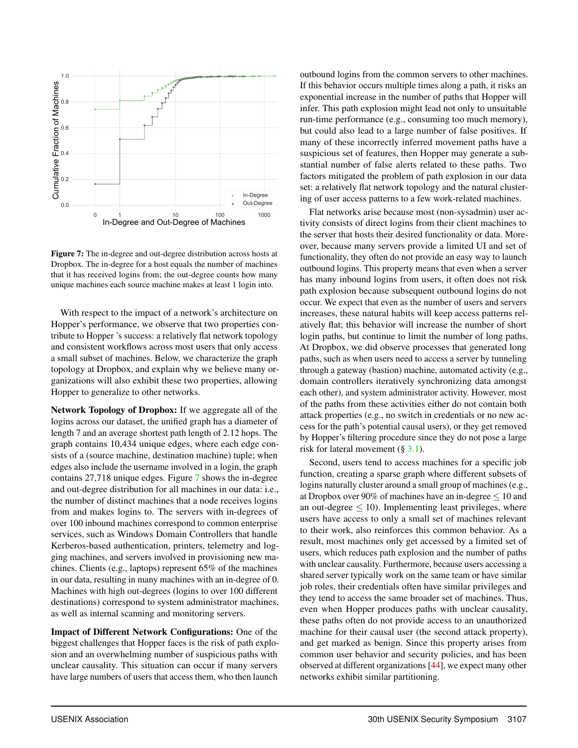**Figure 7:** The in-degree and out-degree distribution across hosts at Dropbox. The in-degree for a host equals the number of machines that it has received logins from; the out-degree counts how many unique machines each source machine makes at least 1 login into.

With respect to the impact of a network's architecture on Hopper's performance, we observe that two properties contribute to Hopper 's success: a relatively flat network topology and consistent workflows across most users that only access a small subset of machines. Below, we characterize the graph topology at Dropbox, and explain why we believe many organizations will also exhibit these two properties, allowing Hopper to generalize to other networks.

**Network Topology of Dropbox:** If we aggregate all of the logins across our dataset, the unified graph has a diameter of length 7 and an average shortest path length of 2.12 hops. The graph contains 10,434 unique edges, where each edge consists of a (source machine, destination machine) tuple; when edges also include the username involved in a login, the graph contains 27,718 unique edges. Figure 7 shows the in-degree and out-degree distribution for all machines in our data: i.e., the number of distinct machines that a node receives logins from and makes logins to. The servers with in-degrees of over 100 inbound machines correspond to common enterprise services, such as Windows Domain Controllers that handle Kerberos-based authentication, printers, telemetry and logging machines, and servers involved in provisioning new machines. Clients (e.g., laptops) represent 65% of the machines in our data, resulting in many machines with an in-degree of 0. Machines with high out-degrees (logins to over 100 different destinations) correspond to system administrator machines, as well as internal scanning and monitoring servers.

**Impact of Different Network Configurations:** One of the biggest challenges that Hopper faces is the risk of path explosion and an overwhelming number of suspicious paths with unclear causality. This situation can occur if many servers have large numbers of users that access them, who then launch outbound logins from the common servers to other machines. If this behavior occurs multiple times along a path, it risks an exponential increase in the number of paths that Hopper will infer. This path explosion might lead not only to unsuitable run-time performance (e.g., consuming too much memory), but could also lead to a large number of false positives. If many of these incorrectly inferred movement paths have a suspicious set of features, then Hopper may generate a substantial number of false alerts related to these paths. Two factors mitigated the problem of path explosion in our data set: a relatively flat network topology and the natural clustering of user access patterns to a few work-related machines.

Flat networks arise because most (non-sysadmin) user activity consists of direct logins from their client machines to the server that hosts their desired functionality or data. Moreover, because many servers provide a limited UI and set of functionality, they often do not provide an easy way to launch outbound logins. This property means that even when a server has many inbound logins from users, it often does not risk path explosion because subsequent outbound logins do not occur. We expect that even as the number of users and servers increases, these natural habits will keep access patterns relatively flat; this behavior will increase the number of short login paths, but continue to limit the number of long paths. At Dropbox, we did observe processes that generated long paths, such as when users need to access a server by tunneling through a gateway (bastion) machine, automated activity (e.g., domain controllers iteratively synchronizing data amongst each other), and system administrator activity. However, most of the paths from these activities either do not contain both attack properties (e.g., no switch in credentials or no new access for the path's potential causal users), or they get removed by Hopper's filtering procedure since they do not pose a large risk for lateral movement (§ 3.1).

Second, users tend to access machines for a specific job function, creating a sparse graph where different subsets of logins naturally cluster around a small group of machines (e.g., at Dropbox over 90% of machines have an in-degree $\leq 10$ and an out-degree $\leq 10$). Implementing least privileges, where users have access to only a small set of machines relevant to their work, also reinforces this common behavior. As a result, most machines only get accessed by a limited set of users, which reduces path explosion and the number of paths with unclear causality. Furthermore, because users accessing a shared server typically work on the same team or have similar job roles, their credentials often have similar privileges and they tend to access the same broader set of machines. Thus, even when Hopper produces paths with unclear causality, these paths often do not provide access to an unauthorized machine for their causal user (the second attack property), and get marked as benign. Since this property arises from common user behavior and security policies, and has been observed at different organizations [44], we expect many other networks exhibit similar partitioning.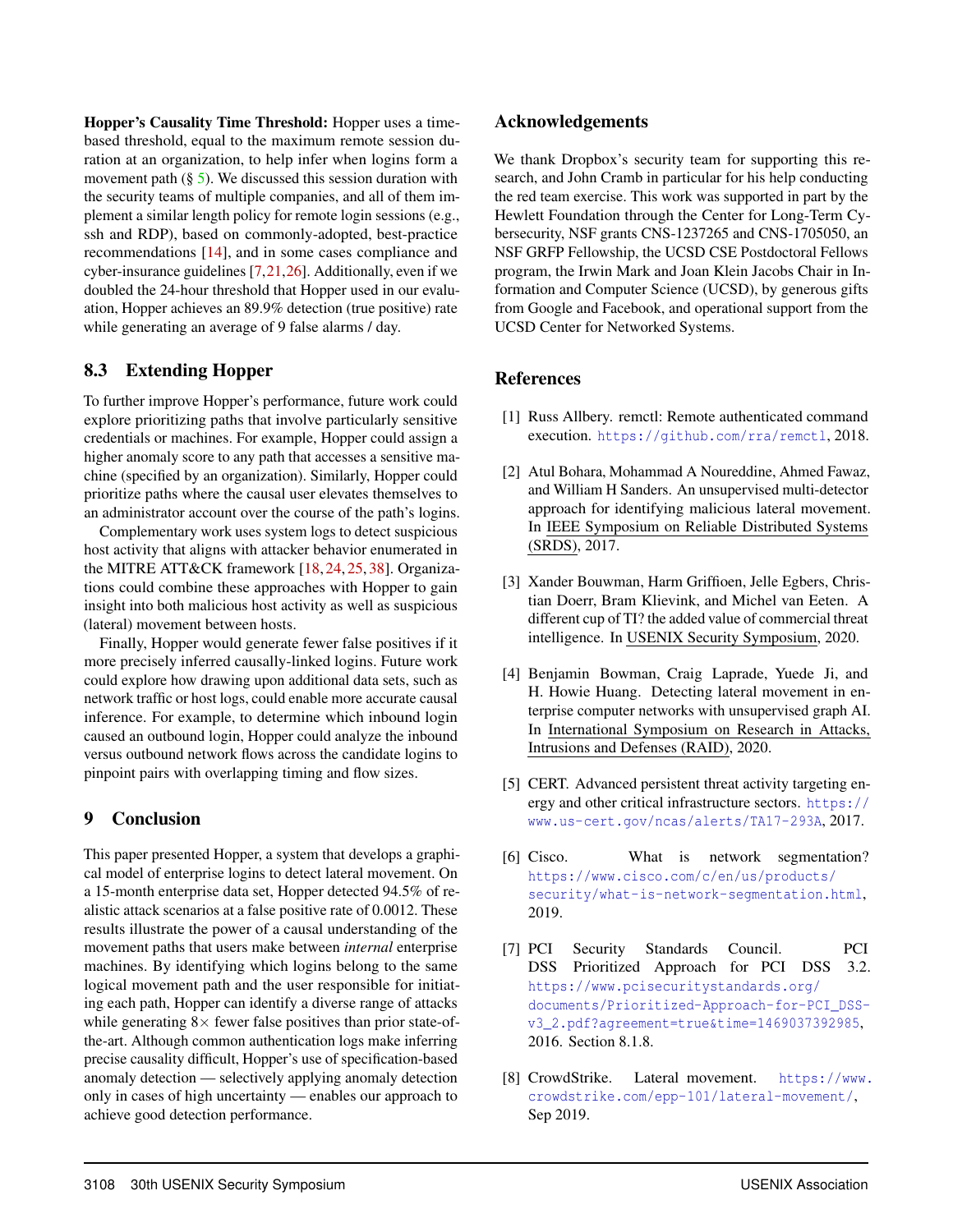**Hopper's Causality Time Threshold:** Hopper uses a time-based threshold, equal to the maximum remote session duration at an organization, to help infer when logins form a movement path (§ 5). We discussed this session duration with the security teams of multiple companies, and all of them implement a similar length policy for remote login sessions (e.g., ssh and RDP), based on commonly-adopted, best-practice recommendations [14], and in some cases compliance and cyber-insurance guidelines [7,21,26]. Additionally, even if we doubled the 24-hour threshold that Hopper used in our evaluation, Hopper achieves an 89.9% detection (true positive) rate while generating an average of 9 false alarms / day.

## 8.3 Extending Hopper

To further improve Hopper's performance, future work could explore prioritizing paths that involve particularly sensitive credentials or machines. For example, Hopper could assign a higher anomaly score to any path that accesses a sensitive machine (specified by an organization). Similarly, Hopper could prioritize paths where the causal user elevates themselves to an administrator account over the course of the path's logins.

Complementary work uses system logs to detect suspicious host activity that aligns with attacker behavior enumerated in the MITRE ATT&CK framework [18, 24, 25, 38]. Organizations could combine these approaches with Hopper to gain insight into both malicious host activity as well as suspicious (lateral) movement between hosts.

Finally, Hopper would generate fewer false positives if it more precisely inferred causally-linked logins. Future work could explore how drawing upon additional data sets, such as network traffic or host logs, could enable more accurate causal inference. For example, to determine which inbound login caused an outbound login, Hopper could analyze the inbound versus outbound network flows across the candidate logins to pinpoint pairs with overlapping timing and flow sizes.

# 9 Conclusion

This paper presented Hopper, a system that develops a graphical model of enterprise logins to detect lateral movement. On a 15-month enterprise data set, Hopper detected 94.5% of realistic attack scenarios at a false positive rate of 0.0012. These results illustrate the power of a causal understanding of the movement paths that users make between *internal* enterprise machines. By identifying which logins belong to the same logical movement path and the user responsible for initiating each path, Hopper can identify a diverse range of attacks while generating 8× fewer false positives than prior state-of-the-art. Although common authentication logs make inferring precise causality difficult, Hopper's use of specification-based anomaly detection — selectively applying anomaly detection only in cases of high uncertainty — enables our approach to achieve good detection performance.

## Acknowledgements

We thank Dropbox's security team for supporting this research, and John Cramb in particular for his help conducting the red team exercise. This work was supported in part by the Hewlett Foundation through the Center for Long-Term Cybersecurity, NSF grants CNS-1237265 and CNS-1705050, an NSF GRFP Fellowship, the UCSD CSE Postdoctoral Fellows program, the Irwin Mark and Joan Klein Jacobs Chair in Information and Computer Science (UCSD), by generous gifts from Google and Facebook, and operational support from the UCSD Center for Networked Systems.

## References

[1] Russ Allbery. remctl: Remote authenticated command execution. https://github.com/rra/remctl, 2018.

[2] Atul Bohara, Mohammad A Noureddine, Ahmed Fawaz, and William H Sanders. An unsupervised multi-detector approach for identifying malicious lateral movement. In IEEE Symposium on Reliable Distributed Systems (SRDS), 2017.

[3] Xander Bouwman, Harm Griffioen, Jelle Egbers, Christian Doerr, Bram Klievink, and Michel van Eeten. A different cup of TI? the added value of commercial threat intelligence. In USENIX Security Symposium, 2020.

[4] Benjamin Bowman, Craig Laprade, Yuede Ji, and H. Howie Huang. Detecting lateral movement in enterprise computer networks with unsupervised graph AI. In International Symposium on Research in Attacks, Intrusions and Defenses (RAID), 2020.

[5] CERT. Advanced persistent threat activity targeting energy and other critical infrastructure sectors. https://www.us-cert.gov/ncas/alerts/TA17-293A, 2017.

[6] Cisco. What is network segmentation? https://www.cisco.com/c/en/us/products/security/what-is-network-segmentation.html, 2019.

[7] PCI Security Standards Council. PCI DSS Prioritized Approach for PCI DSS 3.2. https://www.pcisecuritystandards.org/documents/Prioritized-Approach-for-PCI_DSS-v3_2.pdf?agreement=true&time=1469037392985, 2016. Section 8.1.8.

[8] CrowdStrike. Lateral movement. https://www.crowdstrike.com/epp-101/lateral-movement/, Sep 2019.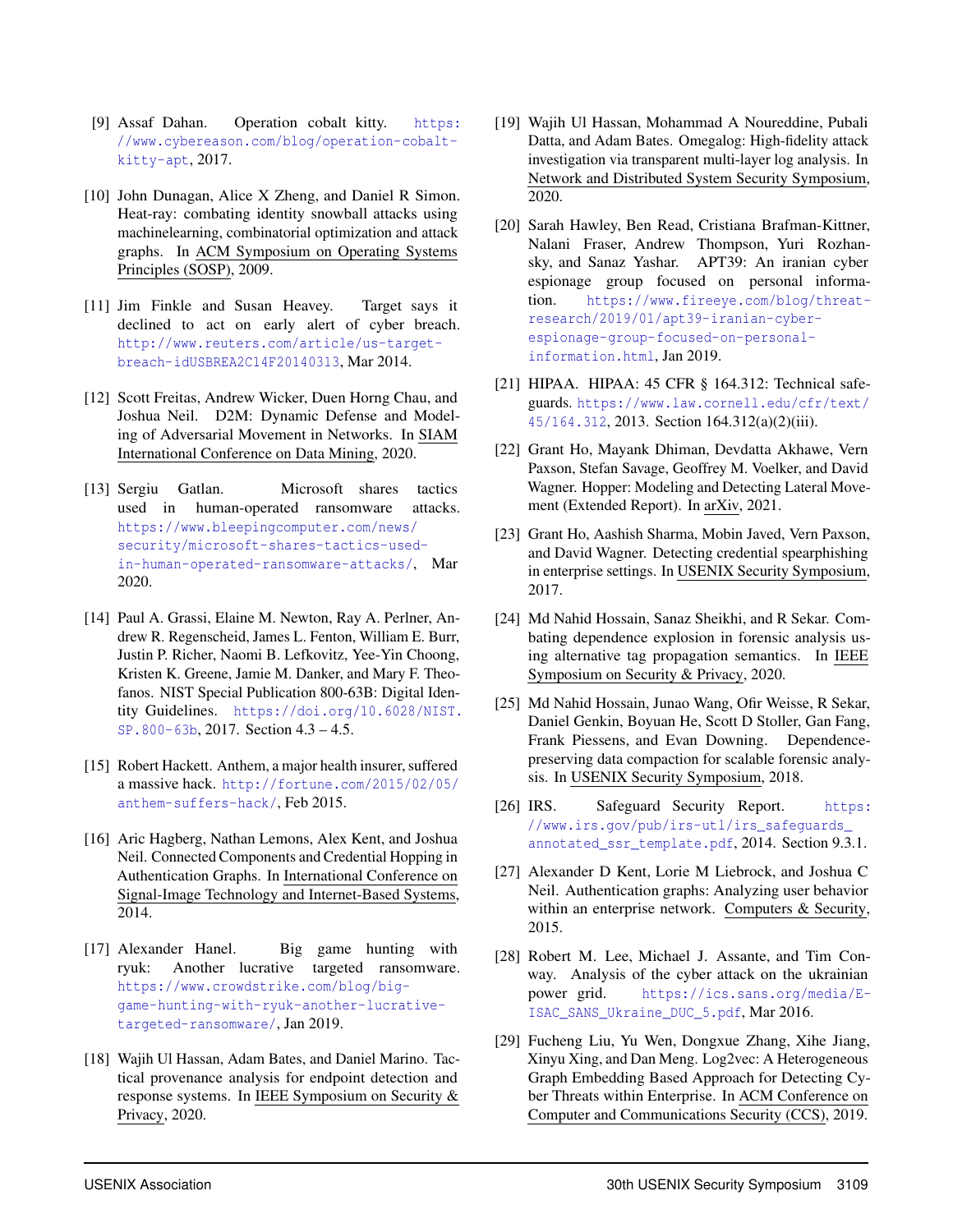[9] Assaf Dahan. Operation cobalt kitty. https://www.cybereason.com/blog/operation-cobalt-kitty-apt, 2017.

[10] John Dunagan, Alice X Zheng, and Daniel R Simon. Heat-ray: combating identity snowball attacks using machinelearning, combinatorial optimization and attack graphs. In ACM Symposium on Operating Systems Principles (SOSP), 2009.

[11] Jim Finkle and Susan Heavey. Target says it declined to act on early alert of cyber breach. http://www.reuters.com/article/us-target-breach-idUSBREA2C14F20140313, Mar 2014.

[12] Scott Freitas, Andrew Wicker, Duen Horng Chau, and Joshua Neil. D2M: Dynamic Defense and Modeling of Adversarial Movement in Networks. In SIAM International Conference on Data Mining, 2020.

[13] Sergiu Gatlan. Microsoft shares tactics used in human-operated ransomware attacks. https://www.bleepingcomputer.com/news/security/microsoft-shares-tactics-used-in-human-operated-ransomware-attacks/, Mar 2020.

[14] Paul A. Grassi, Elaine M. Newton, Ray A. Perlner, Andrew R. Regenscheid, James L. Fenton, William E. Burr, Justin P. Richer, Naomi B. Lefkovitz, Yee-Yin Choong, Kristen K. Greene, Jamie M. Danker, and Mary F. Theofanos. NIST Special Publication 800-63B: Digital Identity Guidelines. https://doi.org/10.6028/NIST.SP.800-63b, 2017. Section 4.3 – 4.5.

[15] Robert Hackett. Anthem, a major health insurer, suffered a massive hack. http://fortune.com/2015/02/05/anthem-suffers-hack/, Feb 2015.

[16] Aric Hagberg, Nathan Lemons, Alex Kent, and Joshua Neil. Connected Components and Credential Hopping in Authentication Graphs. In International Conference on Signal-Image Technology and Internet-Based Systems, 2014.

[17] Alexander Hanel. Big game hunting with ryuk: Another lucrative targeted ransomware. https://www.crowdstrike.com/blog/big-game-hunting-with-ryuk-another-lucrative-targeted-ransomware/, Jan 2019.

[18] Wajih Ul Hassan, Adam Bates, and Daniel Marino. Tactical provenance analysis for endpoint detection and response systems. In IEEE Symposium on Security & Privacy, 2020.

[19] Wajih Ul Hassan, Mohammad A Noureddine, Pubali Datta, and Adam Bates. Omegalog: High-fidelity attack investigation via transparent multi-layer log analysis. In Network and Distributed System Security Symposium, 2020.

[20] Sarah Hawley, Ben Read, Cristiana Brafman-Kittner, Nalani Fraser, Andrew Thompson, Yuri Rozhansky, and Sanaz Yashar. APT39: An iranian cyber espionage group focused on personal information. https://www.fireeye.com/blog/threat-research/2019/01/apt39-iranian-cyber-espionage-group-focused-on-personal-information.html, Jan 2019.

[21] HIPAA. HIPAA: 45 CFR § 164.312: Technical safeguards. https://www.law.cornell.edu/cfr/text/45/164.312, 2013. Section 164.312(a)(2)(iii).

[22] Grant Ho, Mayank Dhiman, Devdatta Akhawe, Vern Paxson, Stefan Savage, Geoffrey M. Voelker, and David Wagner. Hopper: Modeling and Detecting Lateral Movement (Extended Report). In arXiv, 2021.

[23] Grant Ho, Aashish Sharma, Mobin Javed, Vern Paxson, and David Wagner. Detecting credential spearphishing in enterprise settings. In USENIX Security Symposium, 2017.

[24] Md Nahid Hossain, Sanaz Sheikhi, and R Sekar. Combating dependence explosion in forensic analysis using alternative tag propagation semantics. In IEEE Symposium on Security & Privacy, 2020.

[25] Md Nahid Hossain, Junao Wang, Ofir Weisse, R Sekar, Daniel Genkin, Boyuan He, Scott D Stoller, Gan Fang, Frank Piessens, and Evan Downing. Dependence-preserving data compaction for scalable forensic analysis. In USENIX Security Symposium, 2018.

[26] IRS. Safeguard Security Report. https://www.irs.gov/pub/irs-utl/irs_safeguards_annotated_ssr_template.pdf, 2014. Section 9.3.1.

[27] Alexander D Kent, Lorie M Liebrock, and Joshua C Neil. Authentication graphs: Analyzing user behavior within an enterprise network. Computers & Security, 2015.

[28] Robert M. Lee, Michael J. Assante, and Tim Conway. Analysis of the cyber attack on the ukrainian power grid. https://ics.sans.org/media/E-ISAC_SANS_Ukraine_DUC_5.pdf, Mar 2016.

[29] Fucheng Liu, Yu Wen, Dongxue Zhang, Xihe Jiang, Xinyu Xing, and Dan Meng. Log2vec: A Heterogeneous Graph Embedding Based Approach for Detecting Cyber Threats within Enterprise. In ACM Conference on Computer and Communications Security (CCS), 2019.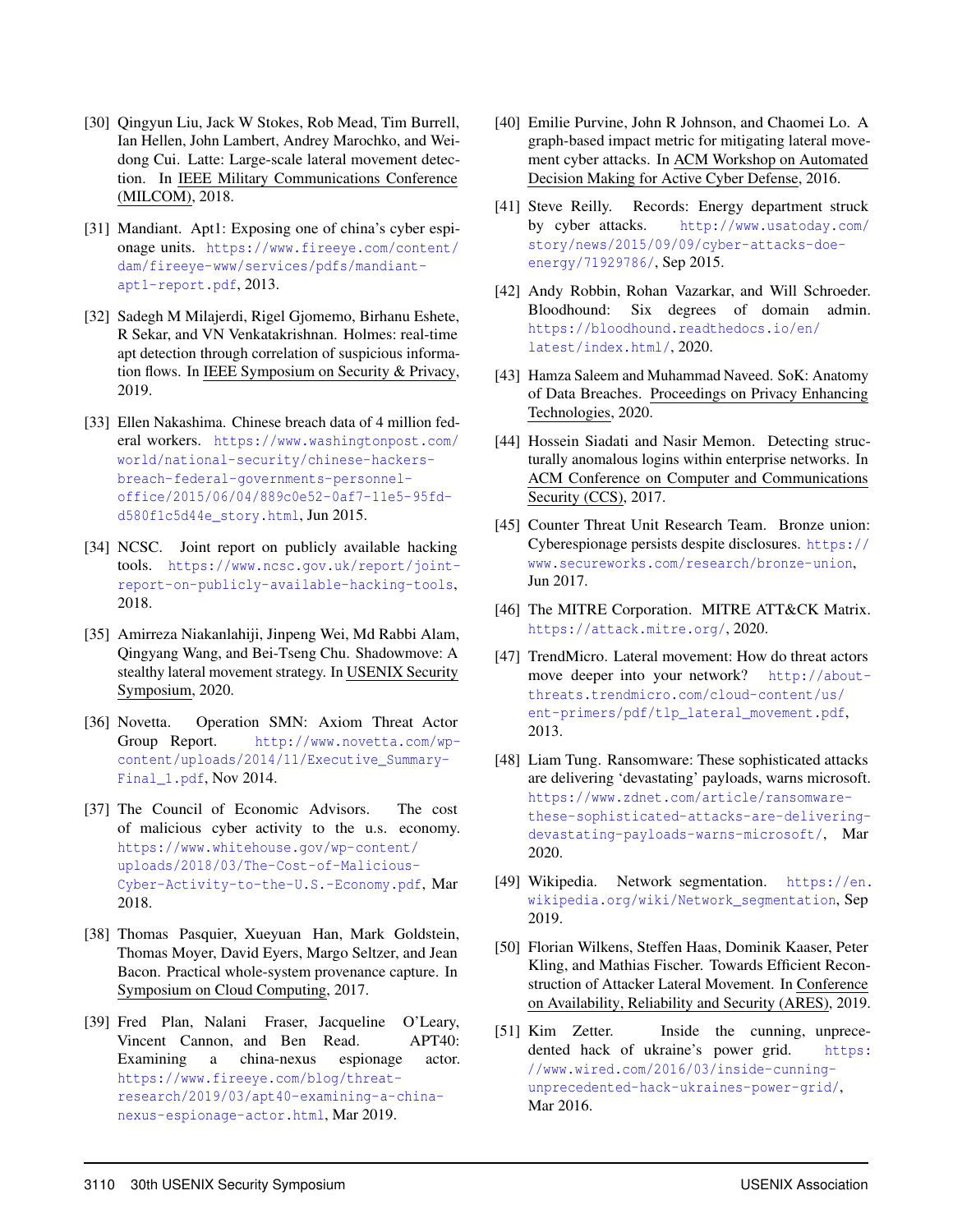[30] Qingyun Liu, Jack W Stokes, Rob Mead, Tim Burrell, Ian Hellen, John Lambert, Andrey Marochko, and Weidong Cui. Latte: Large-scale lateral movement detection. In IEEE Military Communications Conference (MILCOM), 2018.

[31] Mandiant. Apt1: Exposing one of china's cyber espionage units. https://www.fireeye.com/content/dam/fireeye-www/services/pdfs/mandiant-apt1-report.pdf, 2013.

[32] Sadegh M Milajerdi, Rigel Gjomemo, Birhanu Eshete, R Sekar, and VN Venkatakrishnan. Holmes: real-time apt detection through correlation of suspicious information flows. In IEEE Symposium on Security & Privacy, 2019.

[33] Ellen Nakashima. Chinese breach data of 4 million federal workers. https://www.washingtonpost.com/world/national-security/chinese-hackers-breach-federal-governments-personnel-office/2015/06/04/889c0e52-0af7-11e5-95fd-d580f1c5d44e_story.html, Jun 2015.

[34] NCSC. Joint report on publicly available hacking tools. https://www.ncsc.gov.uk/report/joint-report-on-publicly-available-hacking-tools, 2018.

[35] Amirreza Niakanlahiji, Jinpeng Wei, Md Rabbi Alam, Qingyang Wang, and Bei-Tseng Chu. Shadowmove: A stealthy lateral movement strategy. In USENIX Security Symposium, 2020.

[36] Novetta. Operation SMN: Axiom Threat Actor Group Report. http://www.novetta.com/wp-content/uploads/2014/11/Executive_Summary-Final_1.pdf, Nov 2014.

[37] The Council of Economic Advisors. The cost of malicious cyber activity to the u.s. economy. https://www.whitehouse.gov/wp-content/uploads/2018/03/The-Cost-of-Malicious-Cyber-Activity-to-the-U.S.-Economy.pdf, Mar 2018.

[38] Thomas Pasquier, Xueyuan Han, Mark Goldstein, Thomas Moyer, David Eyers, Margo Seltzer, and Jean Bacon. Practical whole-system provenance capture. In Symposium on Cloud Computing, 2017.

[39] Fred Plan, Nalani Fraser, Jacqueline O'Leary, Vincent Cannon, and Ben Read. APT40: Examining a china-nexus espionage actor. https://www.fireeye.com/blog/threat-research/2019/03/apt40-examining-a-china-nexus-espionage-actor.html, Mar 2019.

[40] Emilie Purvine, John R Johnson, and Chaomei Lo. A graph-based impact metric for mitigating lateral movement cyber attacks. In ACM Workshop on Automated Decision Making for Active Cyber Defense, 2016.

[41] Steve Reilly. Records: Energy department struck by cyber attacks. http://www.usatoday.com/story/news/2015/09/09/cyber-attacks-doe-energy/71929786/, Sep 2015.

[42] Andy Robbin, Rohan Vazarkar, and Will Schroeder. Bloodhound: Six degrees of domain admin. https://bloodhound.readthedocs.io/en/latest/index.html/, 2020.

[43] Hamza Saleem and Muhammad Naveed. SoK: Anatomy of Data Breaches. Proceedings on Privacy Enhancing Technologies, 2020.

[44] Hossein Siadati and Nasir Memon. Detecting structurally anomalous logins within enterprise networks. In ACM Conference on Computer and Communications Security (CCS), 2017.

[45] Counter Threat Unit Research Team. Bronze union: Cyberespionage persists despite disclosures. https://www.secureworks.com/research/bronze-union, Jun 2017.

[46] The MITRE Corporation. MITRE ATT&CK Matrix. https://attack.mitre.org/, 2020.

[47] TrendMicro. Lateral movement: How do threat actors move deeper into your network? http://about-threats.trendmicro.com/cloud-content/us/ent-primers/pdf/tlp_lateral_movement.pdf, 2013.

[48] Liam Tung. Ransomware: These sophisticated attacks are delivering 'devastating' payloads, warns microsoft. https://www.zdnet.com/article/ransomware-these-sophisticated-attacks-are-delivering-devastating-payloads-warns-microsoft/, Mar 2020.

[49] Wikipedia. Network segmentation. https://en.wikipedia.org/wiki/Network_segmentation, Sep 2019.

[50] Florian Wilkens, Steffen Haas, Dominik Kaaser, Peter Kling, and Mathias Fischer. Towards Efficient Reconstruction of Attacker Lateral Movement. In Conference on Availability, Reliability and Security (ARES), 2019.

[51] Kim Zetter. Inside the cunning, unprecedented hack of ukraine's power grid. https://www.wired.com/2016/03/inside-cunning-unprecedented-hack-ukraines-power-grid/, Mar 2016.